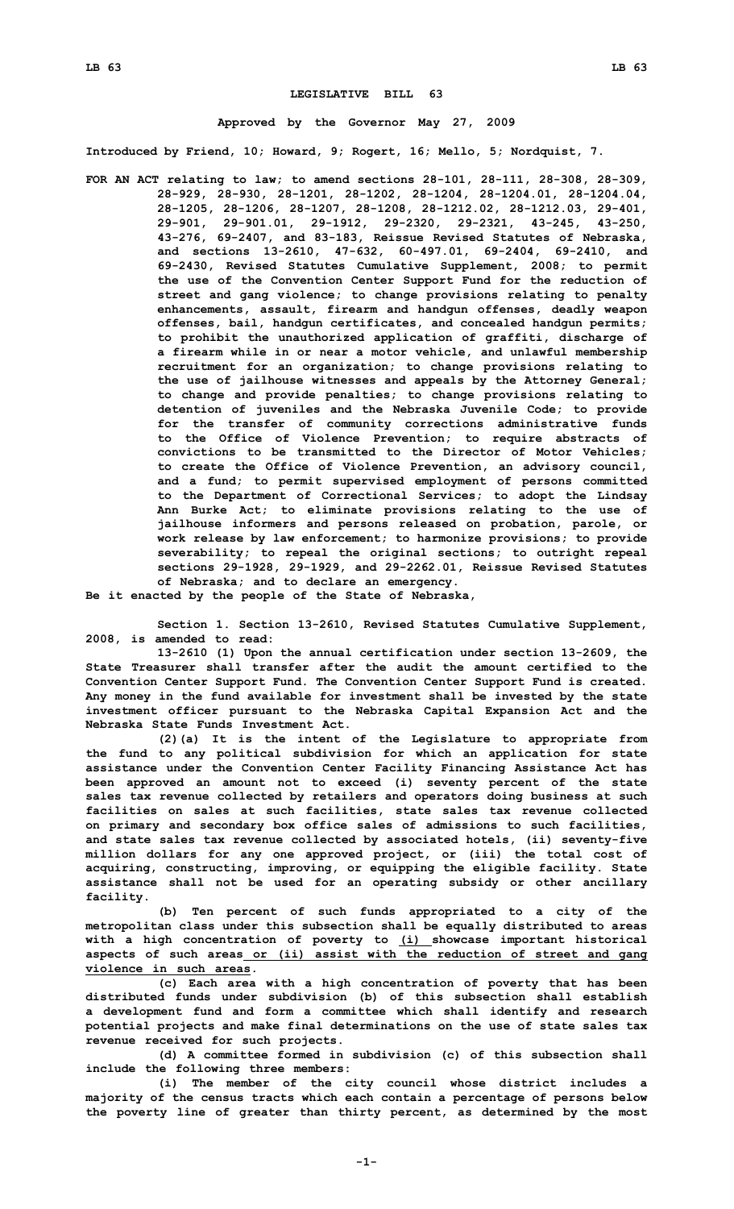# LEGISLATIVE BILL 63

**Approved by the Governor May 27, 2009**

**Introduced by Friend, 10; Howard, 9; Rogert, 16; Mello, 5; Nordquist, 7.**

**FOR AN ACT relating to law; to amend sections 28-101, 28-111, 28-308, 28-309, 28-929, 28-930, 28-1201, 28-1202, 28-1204, 28-1204.01, 28-1204.04, 28-1205, 28-1206, 28-1207, 28-1208, 28-1212.02, 28-1212.03, 29-401, 29-901, 29-901.01, 29-1912, 29-2320, 29-2321, 43-245, 43-250, 43-276, 69-2407, and 83-183, Reissue Revised Statutes of Nebraska, and sections 13-2610, 47-632, 60-497.01, 69-2404, 69-2410, and 69-2430, Revised Statutes Cumulative Supplement, 2008; to permit the use of the Convention Center Support Fund for the reduction of street and gang violence; to change provisions relating to penalty enhancements, assault, firearm and handgun offenses, deadly weapon offenses, bail, handgun certificates, and concealed handgun permits; to prohibit the unauthorized application of graffiti, discharge of a firearm while in or near a motor vehicle, and unlawful membership recruitment for an organization; to change provisions relating to the use of jailhouse witnesses and appeals by the Attorney General; to change and provide penalties; to change provisions relating to detention of juveniles and the Nebraska Juvenile Code; to provide for the transfer of community corrections administrative funds to the Office of Violence Prevention; to require abstracts of convictions to be transmitted to the Director of Motor Vehicles; to create the Office of Violence Prevention, an advisory council, and a fund; to permit supervised employment of persons committed to the Department of Correctional Services; to adopt the Lindsay Ann Burke Act; to eliminate provisions relating to the use of jailhouse informers and persons released on probation, parole, or work release by law enforcement; to harmonize provisions; to provide severability; to repeal the original sections; to outright repeal sections 29-1928, 29-1929, and 29-2262.01, Reissue Revised Statutes of Nebraska; and to declare an emergency.**

**Be it enacted by the people of the State of Nebraska,**

**Section 1. Section 13-2610, Revised Statutes Cumulative Supplement, 2008, is amended to read:**

**13-2610 (1) Upon the annual certification under section 13-2609, the State Treasurer shall transfer after the audit the amount certified to the Convention Center Support Fund. The Convention Center Support Fund is created. Any money in the fund available for investment shall be invested by the state investment officer pursuant to the Nebraska Capital Expansion Act and the Nebraska State Funds Investment Act.**

**(2)(a) It is the intent of the Legislature to appropriate from the fund to any political subdivision for which an application for state assistance under the Convention Center Facility Financing Assistance Act has been approved an amount not to exceed (i) seventy percent of the state sales tax revenue collected by retailers and operators doing business at such facilities on sales at such facilities, state sales tax revenue collected on primary and secondary box office sales of admissions to such facilities, and state sales tax revenue collected by associated hotels, (ii) seventy-five million dollars for any one approved project, or (iii) the total cost of acquiring, constructing, improving, or equipping the eligible facility. State assistance shall not be used for an operating subsidy or other ancillary facility.**

**(b) Ten percent of such funds appropriated to a city of the metropolitan class under this subsection shall be equally distributed to areas with a high concentration of poverty to <u>(i)</u> showcase important historical aspects of such areas<u> or (ii) assist with the reduction of street and gang violence in such areas</u>.**

**(c) Each area with a high concentration of poverty that has been distributed funds under subdivision (b) of this subsection shall establish a development fund and form a committee which shall identify and research potential projects and make final determinations on the use of state sales tax revenue received for such projects.**

**(d) A committee formed in subdivision (c) of this subsection shall include the following three members:**

**(i) The member of the city council whose district includes a majority of the census tracts which each contain a percentage of persons below the poverty line of greater than thirty percent, as determined by the most**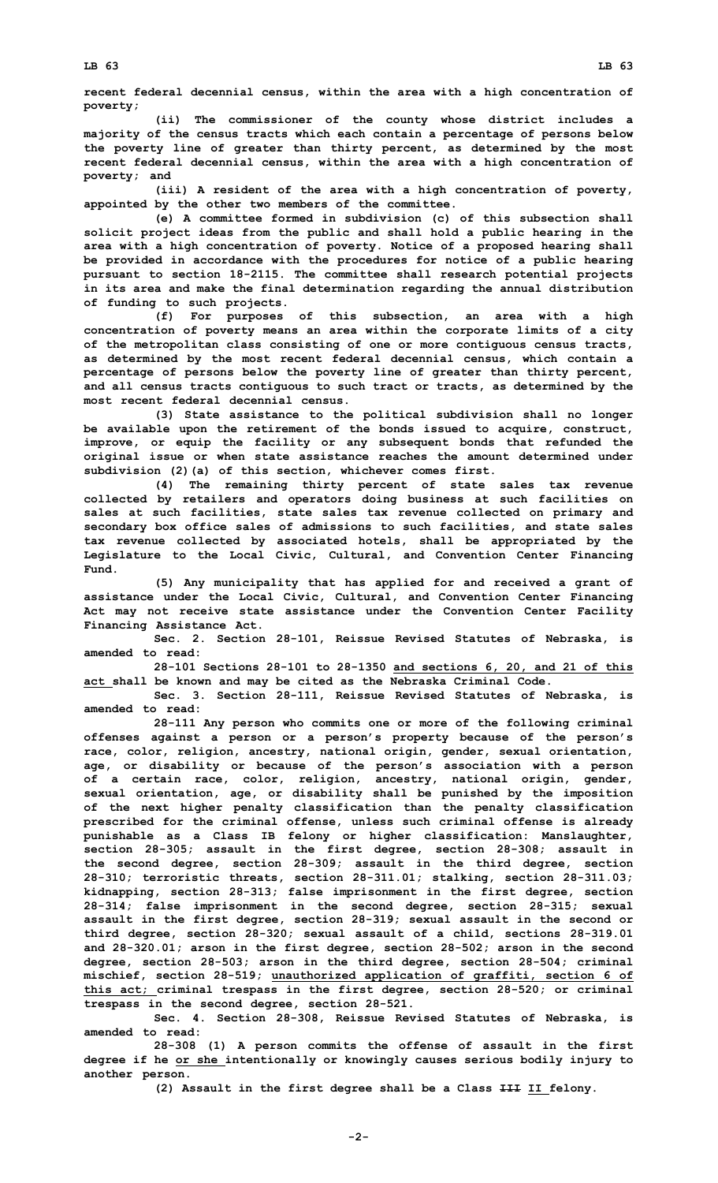recent federal decennial census, within the area with a high concentration of poverty;

(ii) The commissioner of the county whose district includes a majority of the census tracts which each contain a percentage of persons below the poverty line of greater than thirty percent, as determined by the most recent federal decennial census, within the area with a high concentration of poverty; and

(iii) A resident of the area with a high concentration of poverty, appointed by the other two members of the committee.

(e) A committee formed in subdivision (c) of this subsection shall solicit project ideas from the public and shall hold a public hearing in the area with a high concentration of poverty. Notice of a proposed hearing shall be provided in accordance with the procedures for notice of a public hearing pursuant to section 18-2115. The committee shall research potential projects in its area and make the final determination regarding the annual distribution of funding to such projects.

(f) For purposes of this subsection, an area with a high concentration of poverty means an area within the corporate limits of a city of the metropolitan class consisting of one or more contiguous census tracts, as determined by the most recent federal decennial census, which contain a percentage of persons below the poverty line of greater than thirty percent, and all census tracts contiguous to such tract or tracts, as determined by the most recent federal decennial census.

(3) State assistance to the political subdivision shall no longer be available upon the retirement of the bonds issued to acquire, construct, improve, or equip the facility or any subsequent bonds that refunded the original issue or when state assistance reaches the amount determined under subdivision (2)(a) of this section, whichever comes first.

(4) The remaining thirty percent of state sales tax revenue collected by retailers and operators doing business at such facilities on sales at such facilities, state sales tax revenue collected on primary and secondary box office sales of admissions to such facilities, and state sales tax revenue collected by associated hotels, shall be appropriated by the Legislature to the Local Civic, Cultural, and Convention Center Financing Fund.

(5) Any municipality that has applied for and received a grant of assistance under the Local Civic, Cultural, and Convention Center Financing Act may not receive state assistance under the Convention Center Facility Financing Assistance Act.

Sec. 2. Section 28-101, Reissue Revised Statutes of Nebraska, is amended to read:

28-101 Sections 28-101 to 28-1350 and sections 6, 20, and 21 of this act shall be known and may be cited as the Nebraska Criminal Code.

Sec. 3. Section 28-111, Reissue Revised Statutes of Nebraska, is amended to read:

28-111 Any person who commits one or more of the following criminal offenses against a person or a person's property because of the person's race, color, religion, ancestry, national origin, gender, sexual orientation, age, or disability or because of the person's association with a person of a certain race, color, religion, ancestry, national origin, gender, sexual orientation, age, or disability shall be punished by the imposition of the next higher penalty classification than the penalty classification prescribed for the criminal offense, unless such criminal offense is already punishable as a Class IB felony or higher classification: Manslaughter, section 28-305; assault in the first degree, section 28-308; assault in the second degree, section 28-309; assault in the third degree, section 28-310; terroristic threats, section 28-311.01; stalking, section 28-311.03; kidnapping, section 28-313; false imprisonment in the first degree, section 28-314; false imprisonment in the second degree, section 28-315; sexual assault in the first degree, section 28-319; sexual assault in the second or third degree, section 28-320; sexual assault of a child, sections 28-319.01 and 28-320.01; arson in the first degree, section 28-502; arson in the second degree, section 28-503; arson in the third degree, section 28-504; criminal mischief, section 28-519; unauthorized application of graffiti, section 6 of this act; criminal trespass in the first degree, section 28-520; or criminal trespass in the second degree, section 28-521.

Sec. 4. Section 28-308, Reissue Revised Statutes of Nebraska, is amended to read:

28-308 (1) A person commits the offense of assault in the first degree if he or she intentionally or knowingly causes serious bodily injury to another person.

(2) Assault in the first degree shall be a Class ~~III~~ II felony.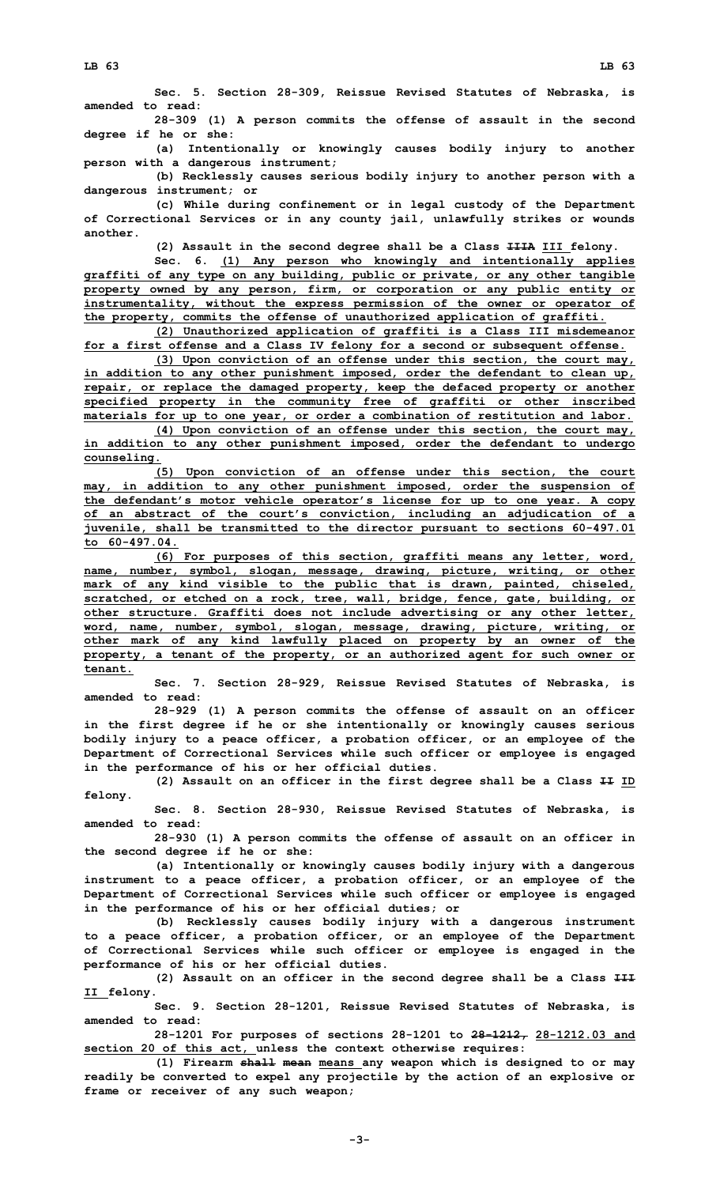Sec. 5. Section 28-309, Reissue Revised Statutes of Nebraska, is amended to read:

28-309 (1) A person commits the offense of assault in the second degree if he or she:

(a) Intentionally or knowingly causes bodily injury to another person with a dangerous instrument;

(b) Recklessly causes serious bodily injury to another person with a dangerous instrument; or

(c) While during confinement or in legal custody of the Department of Correctional Services or in any county jail, unlawfully strikes or wounds another.

(2) Assault in the second degree shall be a Class ~~IIIA~~ III felony.

Sec. 6. (1) Any person who knowingly and intentionally applies graffiti of any type on any building, public or private, or any other tangible property owned by any person, firm, or corporation or any public entity or instrumentality, without the express permission of the owner or operator of the property, commits the offense of unauthorized application of graffiti.

(2) Unauthorized application of graffiti is a Class III misdemeanor for a first offense and a Class IV felony for a second or subsequent offense.

(3) Upon conviction of an offense under this section, the court may, in addition to any other punishment imposed, order the defendant to clean up, repair, or replace the damaged property, keep the defaced property or another specified property in the community free of graffiti or other inscribed materials for up to one year, or order a combination of restitution and labor.

(4) Upon conviction of an offense under this section, the court may, in addition to any other punishment imposed, order the defendant to undergo counseling.

(5) Upon conviction of an offense under this section, the court may, in addition to any other punishment imposed, order the suspension of the defendant's motor vehicle operator's license for up to one year. A copy of an abstract of the court's conviction, including an adjudication of a juvenile, shall be transmitted to the director pursuant to sections 60-497.01 to 60-497.04.

(6) For purposes of this section, graffiti means any letter, word, name, number, symbol, slogan, message, drawing, picture, writing, or other mark of any kind visible to the public that is drawn, painted, chiseled, scratched, or etched on a rock, tree, wall, bridge, fence, gate, building, or other structure. Graffiti does not include advertising or any other letter, word, name, number, symbol, slogan, message, drawing, picture, writing, or other mark of any kind lawfully placed on property by an owner of the property, a tenant of the property, or an authorized agent for such owner or tenant.

Sec. 7. Section 28-929, Reissue Revised Statutes of Nebraska, is amended to read:

28-929 (1) A person commits the offense of assault on an officer in the first degree if he or she intentionally or knowingly causes serious bodily injury to a peace officer, a probation officer, or an employee of the Department of Correctional Services while such officer or employee is engaged in the performance of his or her official duties.

(2) Assault on an officer in the first degree shall be a Class ~~II~~ ID felony.

Sec. 8. Section 28-930, Reissue Revised Statutes of Nebraska, is amended to read:

28-930 (1) A person commits the offense of assault on an officer in the second degree if he or she:

(a) Intentionally or knowingly causes bodily injury with a dangerous instrument to a peace officer, a probation officer, or an employee of the Department of Correctional Services while such officer or employee is engaged in the performance of his or her official duties; or

(b) Recklessly causes bodily injury with a dangerous instrument to a peace officer, a probation officer, or an employee of the Department of Correctional Services while such officer or employee is engaged in the performance of his or her official duties.

(2) Assault on an officer in the second degree shall be a Class ~~III~~ II felony.

Sec. 9. Section 28-1201, Reissue Revised Statutes of Nebraska, is amended to read:

28-1201 For purposes of sections 28-1201 to ~~28-1212,~~ 28-1212.03 and section 20 of this act, unless the context otherwise requires:

(1) Firearm ~~shall mean~~ means any weapon which is designed to or may readily be converted to expel any projectile by the action of an explosive or frame or receiver of any such weapon;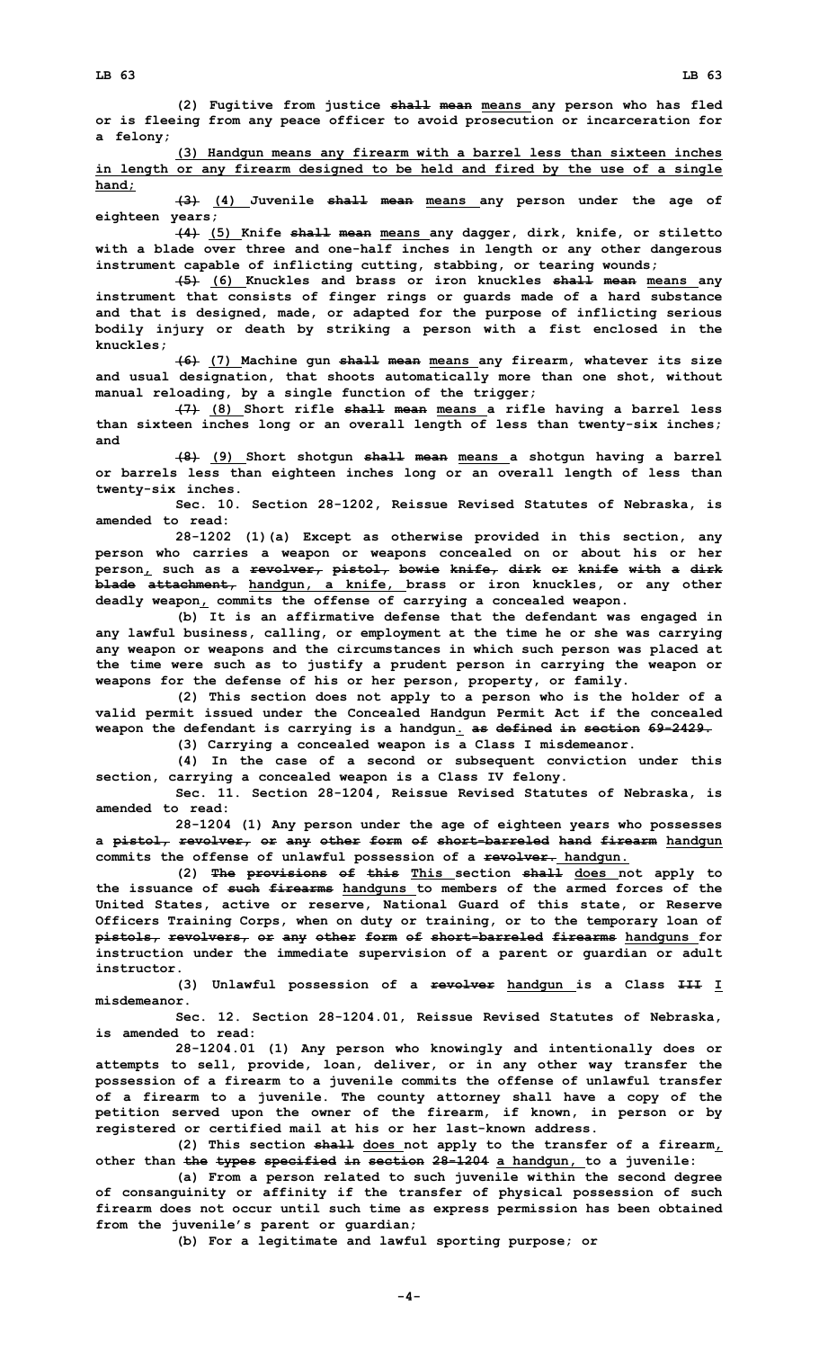(2) Fugitive from justice ~~shall mean~~ means any person who has fled or is fleeing from any peace officer to avoid prosecution or incarceration for a felony;

(3) Handgun means any firearm with a barrel less than sixteen inches in length or any firearm designed to be held and fired by the use of a single hand;

~~(3)~~ (4) Juvenile ~~shall mean~~ means any person under the age of eighteen years;

~~(4)~~ (5) Knife ~~shall mean~~ means any dagger, dirk, knife, or stiletto with a blade over three and one-half inches in length or any other dangerous instrument capable of inflicting cutting, stabbing, or tearing wounds;

~~(5)~~ (6) Knuckles and brass or iron knuckles ~~shall mean~~ means any instrument that consists of finger rings or guards made of a hard substance and that is designed, made, or adapted for the purpose of inflicting serious bodily injury or death by striking a person with a fist enclosed in the knuckles;

~~(6)~~ (7) Machine gun ~~shall mean~~ means any firearm, whatever its size and usual designation, that shoots automatically more than one shot, without manual reloading, by a single function of the trigger;

~~(7)~~ (8) Short rifle ~~shall mean~~ means a rifle having a barrel less than sixteen inches long or an overall length of less than twenty-six inches; and

~~(8)~~ (9) Short shotgun ~~shall mean~~ means a shotgun having a barrel or barrels less than eighteen inches long or an overall length of less than twenty-six inches.

Sec. 10. Section 28-1202, Reissue Revised Statutes of Nebraska, is amended to read:

28-1202 (1)(a) Except as otherwise provided in this section, any person who carries a weapon or weapons concealed on or about his or her person, such as a ~~revolver, pistol, bowie knife, dirk or knife with a dirk blade attachment,~~ handgun, a knife, brass or iron knuckles, or any other deadly weapon, commits the offense of carrying a concealed weapon.

(b) It is an affirmative defense that the defendant was engaged in any lawful business, calling, or employment at the time he or she was carrying any weapon or weapons and the circumstances in which such person was placed at the time were such as to justify a prudent person in carrying the weapon or weapons for the defense of his or her person, property, or family.

(2) This section does not apply to a person who is the holder of a valid permit issued under the Concealed Handgun Permit Act if the concealed weapon the defendant is carrying is a handgun. ~~as defined in section 69-2429.~~

(3) Carrying a concealed weapon is a Class I misdemeanor.

(4) In the case of a second or subsequent conviction under this section, carrying a concealed weapon is a Class IV felony.

Sec. 11. Section 28-1204, Reissue Revised Statutes of Nebraska, is amended to read:

28-1204 (1) Any person under the age of eighteen years who possesses a ~~pistol, revolver, or any other form of short-barreled hand firearm~~ handgun commits the offense of unlawful possession of a ~~revolver.~~ handgun.

(2) ~~The provisions of this~~ This section ~~shall~~ does not apply to the issuance of ~~such firearms~~ handguns to members of the armed forces of the United States, active or reserve, National Guard of this state, or Reserve Officers Training Corps, when on duty or training, or to the temporary loan of ~~pistols, revolvers, or any other form of short-barreled firearms~~ handguns for instruction under the immediate supervision of a parent or guardian or adult instructor.

(3) Unlawful possession of a ~~revolver~~ handgun is a Class ~~III~~ I misdemeanor.

Sec. 12. Section 28-1204.01, Reissue Revised Statutes of Nebraska, is amended to read:

28-1204.01 (1) Any person who knowingly and intentionally does or attempts to sell, provide, loan, deliver, or in any other way transfer the possession of a firearm to a juvenile commits the offense of unlawful transfer of a firearm to a juvenile. The county attorney shall have a copy of the petition served upon the owner of the firearm, if known, in person or by registered or certified mail at his or her last-known address.

(2) This section ~~shall~~ does not apply to the transfer of a firearm, other than ~~the types specified in section 28-1204~~ a handgun, to a juvenile:

(a) From a person related to such juvenile within the second degree of consanguinity or affinity if the transfer of physical possession of such firearm does not occur until such time as express permission has been obtained from the juvenile's parent or guardian;

(b) For a legitimate and lawful sporting purpose; or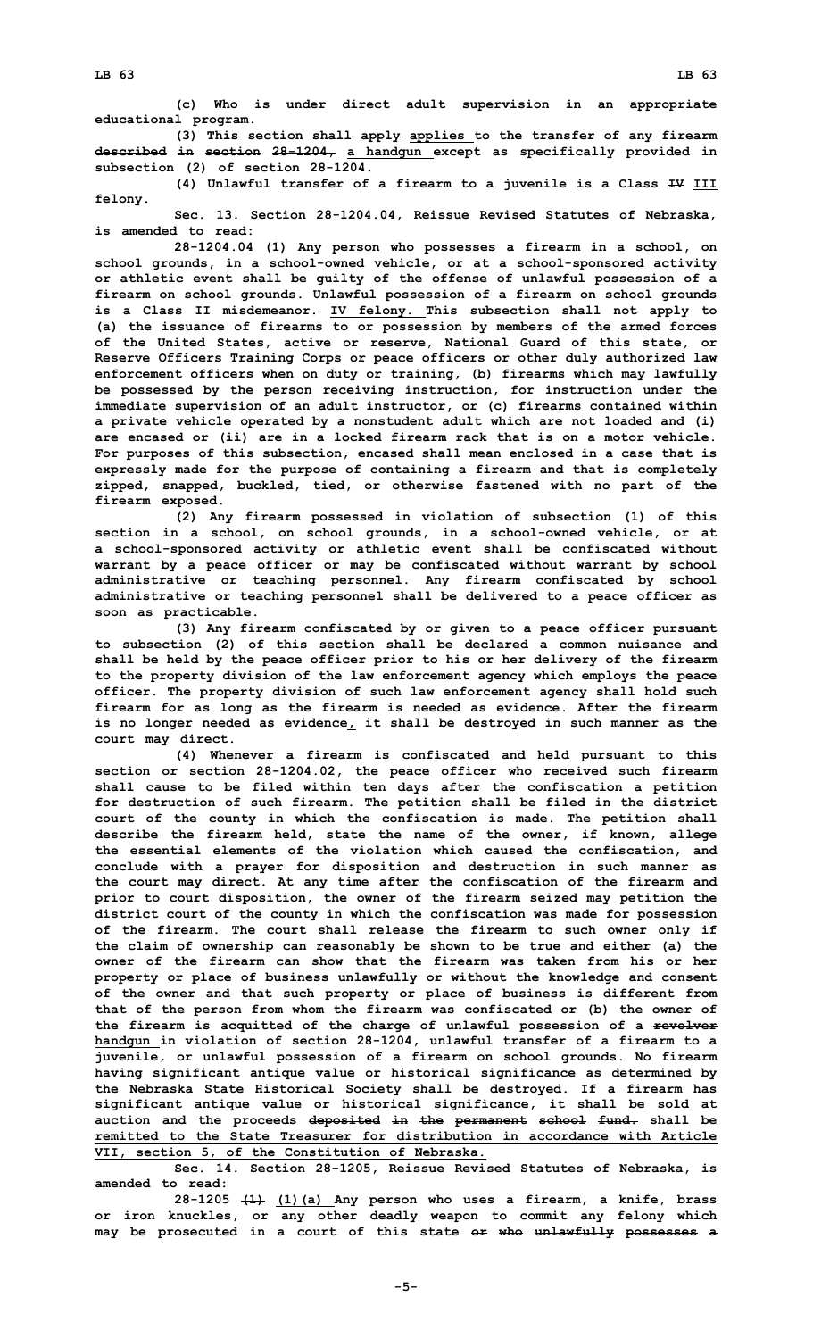(c) Who is under direct adult supervision in an appropriate educational program.

(3) This section ~~shall apply~~ <u>applies</u> to the transfer of ~~any firearm described in section 28-1204,~~ <u>a handgun</u> except as specifically provided in subsection (2) of section 28-1204.

(4) Unlawful transfer of a firearm to a juvenile is a Class ~~IV~~ <u>III</u> felony.

Sec. 13. Section 28-1204.04, Reissue Revised Statutes of Nebraska, is amended to read:

28-1204.04 (1) Any person who possesses a firearm in a school, on school grounds, in a school-owned vehicle, or at a school-sponsored activity or athletic event shall be guilty of the offense of unlawful possession of a firearm on school grounds. Unlawful possession of a firearm on school grounds is a Class ~~II misdemeanor.~~ <u>IV felony.</u> This subsection shall not apply to (a) the issuance of firearms to or possession by members of the armed forces of the United States, active or reserve, National Guard of this state, or Reserve Officers Training Corps or peace officers or other duly authorized law enforcement officers when on duty or training, (b) firearms which may lawfully be possessed by the person receiving instruction, for instruction under the immediate supervision of an adult instructor, or (c) firearms contained within a private vehicle operated by a nonstudent adult which are not loaded and (i) are encased or (ii) are in a locked firearm rack that is on a motor vehicle. For purposes of this subsection, encased shall mean enclosed in a case that is expressly made for the purpose of containing a firearm and that is completely zipped, snapped, buckled, tied, or otherwise fastened with no part of the firearm exposed.

(2) Any firearm possessed in violation of subsection (1) of this section in a school, on school grounds, in a school-owned vehicle, or at a school-sponsored activity or athletic event shall be confiscated without warrant by a peace officer or may be confiscated without warrant by school administrative or teaching personnel. Any firearm confiscated by school administrative or teaching personnel shall be delivered to a peace officer as soon as practicable.

(3) Any firearm confiscated by or given to a peace officer pursuant to subsection (2) of this section shall be declared a common nuisance and shall be held by the peace officer prior to his or her delivery of the firearm to the property division of the law enforcement agency which employs the peace officer. The property division of such law enforcement agency shall hold such firearm for as long as the firearm is needed as evidence. After the firearm is no longer needed as evidence<u>,</u> it shall be destroyed in such manner as the court may direct.

(4) Whenever a firearm is confiscated and held pursuant to this section or section 28-1204.02, the peace officer who received such firearm shall cause to be filed within ten days after the confiscation a petition for destruction of such firearm. The petition shall be filed in the district court of the county in which the confiscation is made. The petition shall describe the firearm held, state the name of the owner, if known, allege the essential elements of the violation which caused the confiscation, and conclude with a prayer for disposition and destruction in such manner as the court may direct. At any time after the confiscation of the firearm and prior to court disposition, the owner of the firearm seized may petition the district court of the county in which the confiscation was made for possession of the firearm. The court shall release the firearm to such owner only if the claim of ownership can reasonably be shown to be true and either (a) the owner of the firearm can show that the firearm was taken from his or her property or place of business unlawfully or without the knowledge and consent of the owner and that such property or place of business is different from that of the person from whom the firearm was confiscated or (b) the owner of the firearm is acquitted of the charge of unlawful possession of a ~~revolver~~ <u>handgun</u> in violation of section 28-1204, unlawful transfer of a firearm to a juvenile, or unlawful possession of a firearm on school grounds. No firearm having significant antique value or historical significance as determined by the Nebraska State Historical Society shall be destroyed. If a firearm has significant antique value or historical significance, it shall be sold at auction and the proceeds ~~deposited in the permanent school fund.~~ <u>shall be remitted to the State Treasurer for distribution in accordance with Article VII, section 5, of the Constitution of Nebraska.</u>

Sec. 14. Section 28-1205, Reissue Revised Statutes of Nebraska, is amended to read:

28-1205 ~~(1)~~ <u>(1)(a)</u> Any person who uses a firearm, a knife, brass or iron knuckles, or any other deadly weapon to commit any felony which may be prosecuted in a court of this state ~~or who unlawfully possesses a~~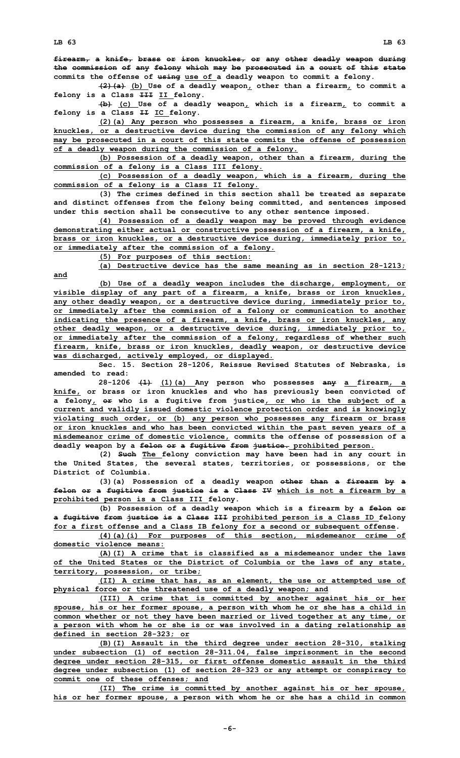~~firearm, a knife, brass or iron knuckles, or any other deadly weapon during the commission of any felony which may be prosecuted in a court of this state~~ commits the offense of ~~using~~ use of a deadly weapon to commit a felony.

~~(2)(a)~~ (b) Use of a deadly weapon, other than a firearm, to commit a felony is a Class ~~III~~ II felony.

~~(b)~~ (c) Use of a deadly weapon, which is a firearm, to commit a felony is a Class ~~II~~ IC felony.

(2)(a) Any person who possesses a firearm, a knife, brass or iron knuckles, or a destructive device during the commission of any felony which may be prosecuted in a court of this state commits the offense of possession of a deadly weapon during the commission of a felony.

(b) Possession of a deadly weapon, other than a firearm, during the commission of a felony is a Class III felony.

(c) Possession of a deadly weapon, which is a firearm, during the commission of a felony is a Class II felony.

(3) The crimes defined in this section shall be treated as separate and distinct offenses from the felony being committed, and sentences imposed under this section shall be consecutive to any other sentence imposed.

(4) Possession of a deadly weapon may be proved through evidence demonstrating either actual or constructive possession of a firearm, a knife, brass or iron knuckles, or a destructive device during, immediately prior to, or immediately after the commission of a felony.

(5) For purposes of this section:

(a) Destructive device has the same meaning as in section 28-1213; and

(b) Use of a deadly weapon includes the discharge, employment, or visible display of any part of a firearm, a knife, brass or iron knuckles, any other deadly weapon, or a destructive device during, immediately prior to, or immediately after the commission of a felony or communication to another indicating the presence of a firearm, a knife, brass or iron knuckles, any other deadly weapon, or a destructive device during, immediately prior to, or immediately after the commission of a felony, regardless of whether such firearm, knife, brass or iron knuckles, deadly weapon, or destructive device was discharged, actively employed, or displayed.

**Sec. 15.** Section 28-1206, Reissue Revised Statutes of Nebraska, is amended to read:

28-1206 ~~(1)~~ (1)(a) Any person who possesses ~~any~~ a firearm, a knife, or brass or iron knuckles and who has previously been convicted of a felony, ~~or~~ who is a fugitive from justice, or who is the subject of a current and validly issued domestic violence protection order and is knowingly violating such order, or (b) any person who possesses any firearm or brass or iron knuckles and who has been convicted within the past seven years of a misdemeanor crime of domestic violence, commits the offense of possession of a deadly weapon by a ~~felon or a fugitive from justice.~~ prohibited person.

(2) ~~Such~~ The felony conviction may have been had in any court in the United States, the several states, territories, or possessions, or the District of Columbia.

(3)(a) Possession of a deadly weapon ~~other than a firearm by a felon or a fugitive from justice is a Class IV~~ which is not a firearm by a prohibited person is a Class III felony.

(b) Possession of a deadly weapon which is a firearm by a ~~felon or a fugitive from justice is a Class III~~ prohibited person is a Class ID felony for a first offense and a Class IB felony for a second or subsequent offense.

(4)(a)(i) For purposes of this section, misdemeanor crime of domestic violence means:

(A)(I) A crime that is classified as a misdemeanor under the laws of the United States or the District of Columbia or the laws of any state, territory, possession, or tribe;

(II) A crime that has, as an element, the use or attempted use of physical force or the threatened use of a deadly weapon; and

(III) A crime that is committed by another against his or her spouse, his or her former spouse, a person with whom he or she has a child in common whether or not they have been married or lived together at any time, or a person with whom he or she is or was involved in a dating relationship as defined in section 28-323; or

(B)(I) Assault in the third degree under section 28-310, stalking under subsection (1) of section 28-311.04, false imprisonment in the second degree under section 28-315, or first offense domestic assault in the third degree under subsection (1) of section 28-323 or any attempt or conspiracy to commit one of these offenses; and

(II) The crime is committed by another against his or her spouse, his or her former spouse, a person with whom he or she has a child in common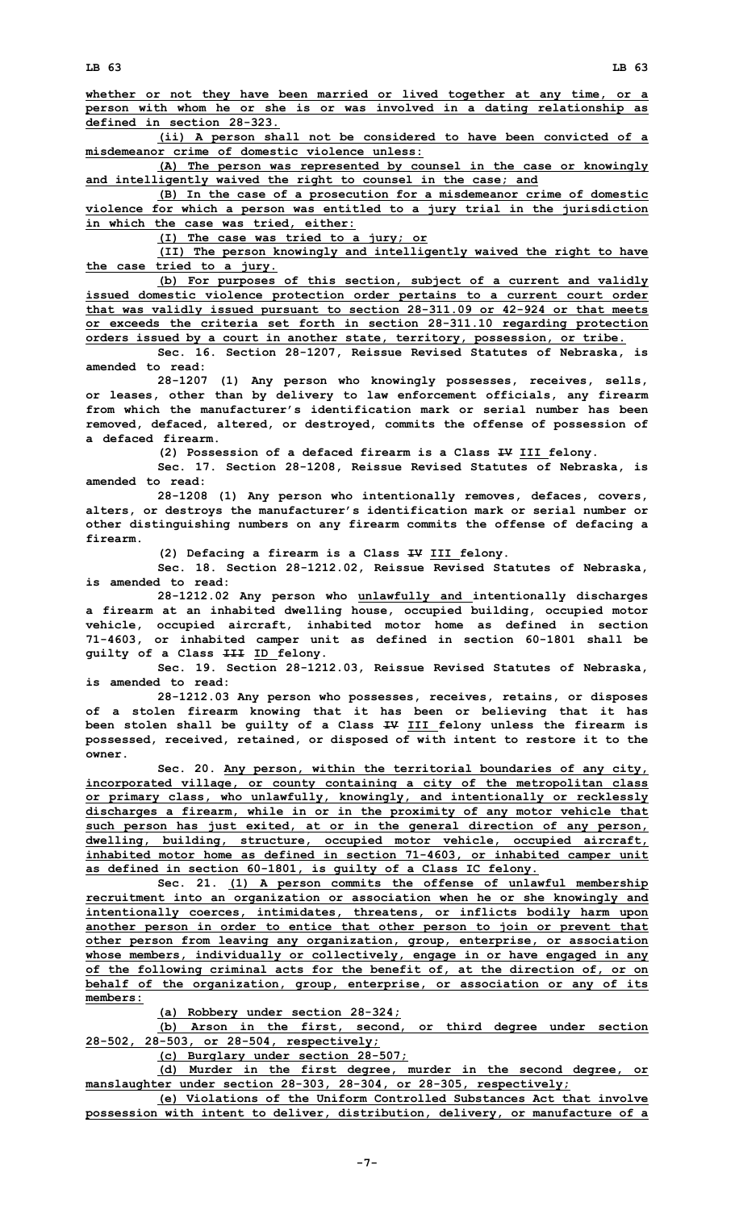whether or not they have been married or lived together at any time, or a person with whom he or she is or was involved in a dating relationship as defined in section 28-323.

(ii) A person shall not be considered to have been convicted of a misdemeanor crime of domestic violence unless:

(A) The person was represented by counsel in the case or knowingly and intelligently waived the right to counsel in the case; and

(B) In the case of a prosecution for a misdemeanor crime of domestic violence for which a person was entitled to a jury trial in the jurisdiction in which the case was tried, either:

(I) The case was tried to a jury; or

(II) The person knowingly and intelligently waived the right to have the case tried to a jury.

(b) For purposes of this section, subject of a current and validly issued domestic violence protection order pertains to a current court order that was validly issued pursuant to section 28-311.09 or 42-924 or that meets or exceeds the criteria set forth in section 28-311.10 regarding protection orders issued by a court in another state, territory, possession, or tribe.

Sec. 16. Section 28-1207, Reissue Revised Statutes of Nebraska, is amended to read:

28-1207 (1) Any person who knowingly possesses, receives, sells, or leases, other than by delivery to law enforcement officials, any firearm from which the manufacturer's identification mark or serial number has been removed, defaced, altered, or destroyed, commits the offense of possession of a defaced firearm.

(2) Possession of a defaced firearm is a Class ~~IV~~ III felony.

Sec. 17. Section 28-1208, Reissue Revised Statutes of Nebraska, is amended to read:

28-1208 (1) Any person who intentionally removes, defaces, covers, alters, or destroys the manufacturer's identification mark or serial number or other distinguishing numbers on any firearm commits the offense of defacing a firearm.

(2) Defacing a firearm is a Class ~~IV~~ III felony.

Sec. 18. Section 28-1212.02, Reissue Revised Statutes of Nebraska, is amended to read:

28-1212.02 Any person who unlawfully and intentionally discharges a firearm at an inhabited dwelling house, occupied building, occupied motor vehicle, occupied aircraft, inhabited motor home as defined in section 71-4603, or inhabited camper unit as defined in section 60-1801 shall be guilty of a Class ~~III~~ ID felony.

Sec. 19. Section 28-1212.03, Reissue Revised Statutes of Nebraska, is amended to read:

28-1212.03 Any person who possesses, receives, retains, or disposes of a stolen firearm knowing that it has been or believing that it has been stolen shall be guilty of a Class ~~IV~~ III felony unless the firearm is possessed, received, retained, or disposed of with intent to restore it to the owner.

Sec. 20. Any person, within the territorial boundaries of any city, incorporated village, or county containing a city of the metropolitan class or primary class, who unlawfully, knowingly, and intentionally or recklessly discharges a firearm, while in or in the proximity of any motor vehicle that such person has just exited, at or in the general direction of any person, dwelling, building, structure, occupied motor vehicle, occupied aircraft, inhabited motor home as defined in section 71-4603, or inhabited camper unit as defined in section 60-1801, is guilty of a Class IC felony.

Sec. 21. (1) A person commits the offense of unlawful membership recruitment into an organization or association when he or she knowingly and intentionally coerces, intimidates, threatens, or inflicts bodily harm upon another person in order to entice that other person to join or prevent that other person from leaving any organization, group, enterprise, or association whose members, individually or collectively, engage in or have engaged in any of the following criminal acts for the benefit of, at the direction of, or on behalf of the organization, group, enterprise, or association or any of its members:

(a) Robbery under section 28-324;

(b) Arson in the first, second, or third degree under section 28-502, 28-503, or 28-504, respectively;

(c) Burglary under section 28-507;

(d) Murder in the first degree, murder in the second degree, or manslaughter under section 28-303, 28-304, or 28-305, respectively;

(e) Violations of the Uniform Controlled Substances Act that involve possession with intent to deliver, distribution, delivery, or manufacture of a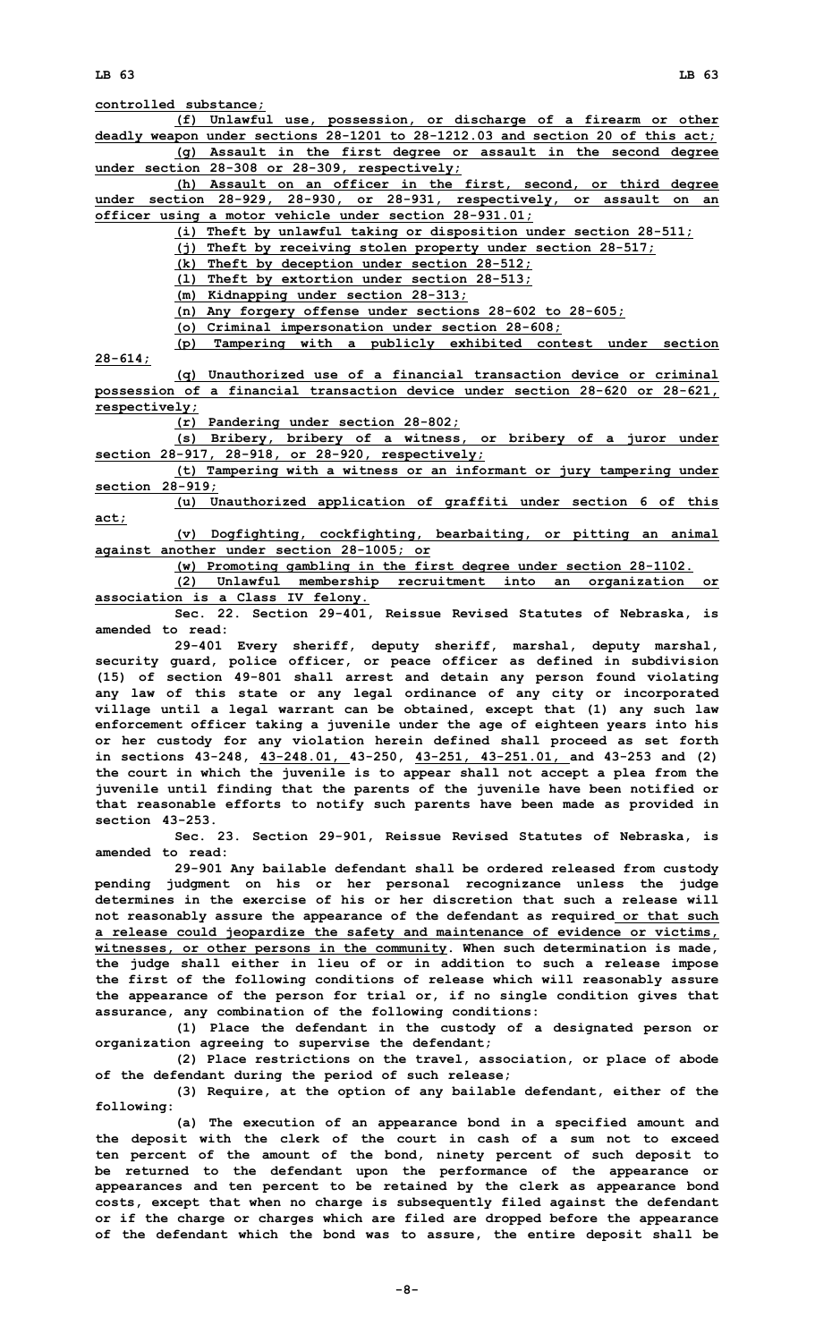controlled substance;

(f) Unlawful use, possession, or discharge of a firearm or other deadly weapon under sections 28-1201 to 28-1212.03 and section 20 of this act;

(g) Assault in the first degree or assault in the second degree under section 28-308 or 28-309, respectively;

(h) Assault on an officer in the first, second, or third degree under section 28-929, 28-930, or 28-931, respectively, or assault on an officer using a motor vehicle under section 28-931.01;

(i) Theft by unlawful taking or disposition under section 28-511;

(j) Theft by receiving stolen property under section 28-517;

(k) Theft by deception under section 28-512;

(l) Theft by extortion under section 28-513;

(m) Kidnapping under section 28-313;

(n) Any forgery offense under sections 28-602 to 28-605;

(o) Criminal impersonation under section 28-608;

(p) Tampering with a publicly exhibited contest under section 28-614;

(q) Unauthorized use of a financial transaction device or criminal possession of a financial transaction device under section 28-620 or 28-621, respectively;

(r) Pandering under section 28-802;

(s) Bribery, bribery of a witness, or bribery of a juror under section 28-917, 28-918, or 28-920, respectively;

(t) Tampering with a witness or an informant or jury tampering under section 28-919;

(u) Unauthorized application of graffiti under section 6 of this act;

(v) Dogfighting, cockfighting, bearbaiting, or pitting an animal against another under section 28-1005; or

(w) Promoting gambling in the first degree under section 28-1102.

(2) Unlawful membership recruitment into an organization or association is a Class IV felony.

Sec. 22. Section 29-401, Reissue Revised Statutes of Nebraska, is amended to read:

29-401 Every sheriff, deputy sheriff, marshal, deputy marshal, security guard, police officer, or peace officer as defined in subdivision (15) of section 49-801 shall arrest and detain any person found violating any law of this state or any legal ordinance of any city or incorporated village until a legal warrant can be obtained, except that (1) any such law enforcement officer taking a juvenile under the age of eighteen years into his or her custody for any violation herein defined shall proceed as set forth in sections 43-248, 43-248.01, 43-250, 43-251, 43-251.01, and 43-253 and (2) the court in which the juvenile is to appear shall not accept a plea from the juvenile until finding that the parents of the juvenile have been notified or that reasonable efforts to notify such parents have been made as provided in section 43-253.

Sec. 23. Section 29-901, Reissue Revised Statutes of Nebraska, is amended to read:

29-901 Any bailable defendant shall be ordered released from custody pending judgment on his or her personal recognizance unless the judge determines in the exercise of his or her discretion that such a release will not reasonably assure the appearance of the defendant as required or that such a release could jeopardize the safety and maintenance of evidence or victims, witnesses, or other persons in the community. When such determination is made, the judge shall either in lieu of or in addition to such a release impose the first of the following conditions of release which will reasonably assure the appearance of the person for trial or, if no single condition gives that assurance, any combination of the following conditions:

(1) Place the defendant in the custody of a designated person or organization agreeing to supervise the defendant;

(2) Place restrictions on the travel, association, or place of abode of the defendant during the period of such release;

(3) Require, at the option of any bailable defendant, either of the following:

(a) The execution of an appearance bond in a specified amount and the deposit with the clerk of the court in cash of a sum not to exceed ten percent of the amount of the bond, ninety percent of such deposit to be returned to the defendant upon the performance of the appearance or appearances and ten percent to be retained by the clerk as appearance bond costs, except that when no charge is subsequently filed against the defendant or if the charge or charges which are filed are dropped before the appearance of the defendant which the bond was to assure, the entire deposit shall be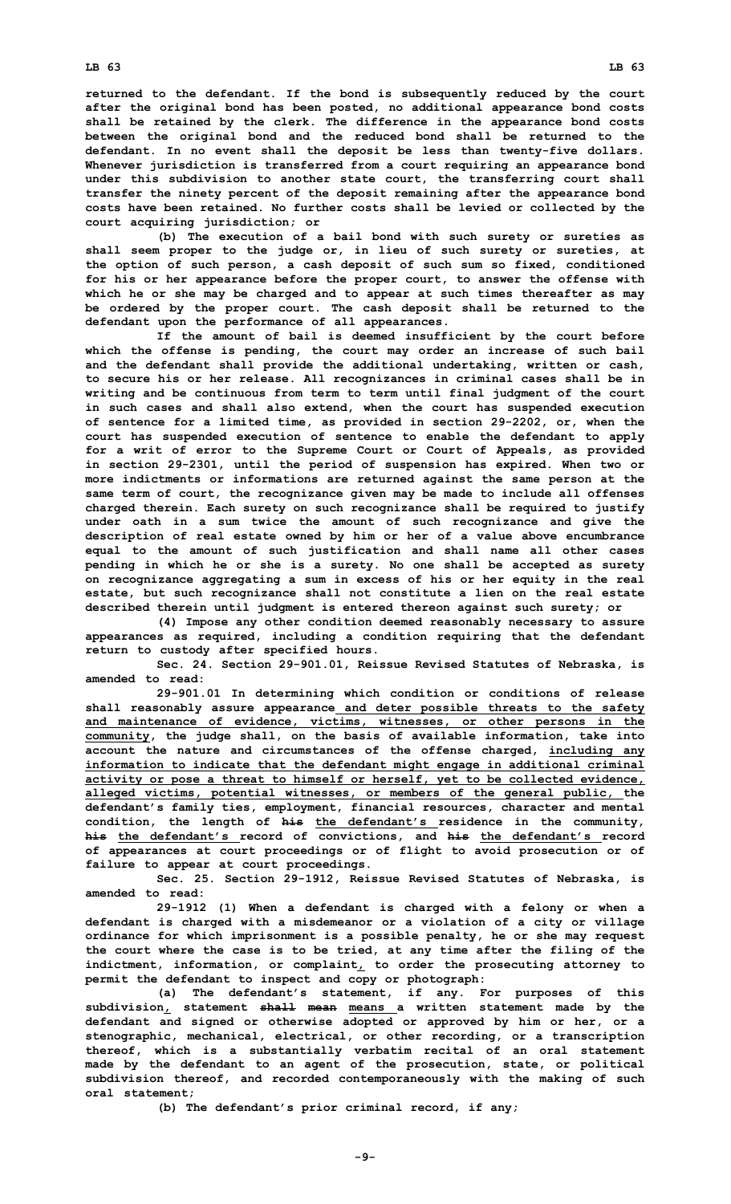returned to the defendant. If the bond is subsequently reduced by the court after the original bond has been posted, no additional appearance bond costs shall be retained by the clerk. The difference in the appearance bond costs between the original bond and the reduced bond shall be returned to the defendant. In no event shall the deposit be less than twenty-five dollars. Whenever jurisdiction is transferred from a court requiring an appearance bond under this subdivision to another state court, the transferring court shall transfer the ninety percent of the deposit remaining after the appearance bond costs have been retained. No further costs shall be levied or collected by the court acquiring jurisdiction; or

(b) The execution of a bail bond with such surety or sureties as shall seem proper to the judge or, in lieu of such surety or sureties, at the option of such person, a cash deposit of such sum so fixed, conditioned for his or her appearance before the proper court, to answer the offense with which he or she may be charged and to appear at such times thereafter as may be ordered by the proper court. The cash deposit shall be returned to the defendant upon the performance of all appearances.

If the amount of bail is deemed insufficient by the court before which the offense is pending, the court may order an increase of such bail and the defendant shall provide the additional undertaking, written or cash, to secure his or her release. All recognizances in criminal cases shall be in writing and be continuous from term to term until final judgment of the court in such cases and shall also extend, when the court has suspended execution of sentence for a limited time, as provided in section 29-2202, or, when the court has suspended execution of sentence to enable the defendant to apply for a writ of error to the Supreme Court or Court of Appeals, as provided in section 29-2301, until the period of suspension has expired. When two or more indictments or informations are returned against the same person at the same term of court, the recognizance given may be made to include all offenses charged therein. Each surety on such recognizance shall be required to justify under oath in a sum twice the amount of such recognizance and give the description of real estate owned by him or her of a value above encumbrance equal to the amount of such justification and shall name all other cases pending in which he or she is a surety. No one shall be accepted as surety on recognizance aggregating a sum in excess of his or her equity in the real estate, but such recognizance shall not constitute a lien on the real estate described therein until judgment is entered thereon against such surety; or

(4) Impose any other condition deemed reasonably necessary to assure appearances as required, including a condition requiring that the defendant return to custody after specified hours.

Sec. 24. Section 29-901.01, Reissue Revised Statutes of Nebraska, is amended to read:

29-901.01 In determining which condition or conditions of release shall reasonably assure appearance and deter possible threats to the safety and maintenance of evidence, victims, witnesses, or other persons in the community, the judge shall, on the basis of available information, take into account the nature and circumstances of the offense charged, including any information to indicate that the defendant might engage in additional criminal activity or pose a threat to himself or herself, yet to be collected evidence, alleged victims, potential witnesses, or members of the general public, the defendant's family ties, employment, financial resources, character and mental condition, the length of ~~his~~ the defendant's residence in the community, ~~his~~ the defendant's record of convictions, and ~~his~~ the defendant's record of appearances at court proceedings or of flight to avoid prosecution or of failure to appear at court proceedings.

Sec. 25. Section 29-1912, Reissue Revised Statutes of Nebraska, is amended to read:

29-1912 (1) When a defendant is charged with a felony or when a defendant is charged with a misdemeanor or a violation of a city or village ordinance for which imprisonment is a possible penalty, he or she may request the court where the case is to be tried, at any time after the filing of the indictment, information, or complaint, to order the prosecuting attorney to permit the defendant to inspect and copy or photograph:

(a) The defendant's statement, if any. For purposes of this subdivision, statement ~~shall mean~~ means a written statement made by the defendant and signed or otherwise adopted or approved by him or her, or a stenographic, mechanical, electrical, or other recording, or a transcription thereof, which is a substantially verbatim recital of an oral statement made by the defendant to an agent of the prosecution, state, or political subdivision thereof, and recorded contemporaneously with the making of such oral statement;

(b) The defendant's prior criminal record, if any;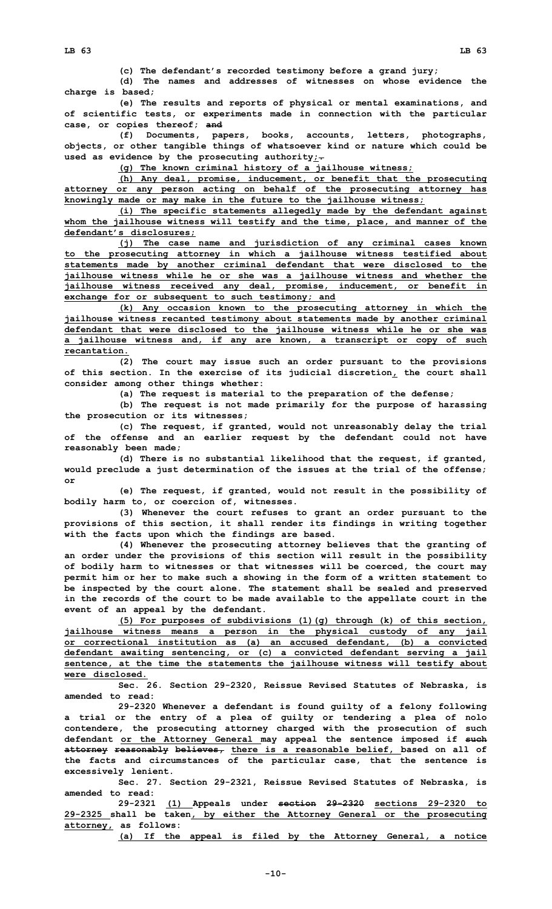(c) The defendant's recorded testimony before a grand jury;

(d) The names and addresses of witnesses on whose evidence the charge is based;

(e) The results and reports of physical or mental examinations, and of scientific tests, or experiments made in connection with the particular case, or copies thereof; ~~and~~

(f) Documents, papers, books, accounts, letters, photographs, objects, or other tangible things of whatsoever kind or nature which could be used as evidence by the prosecuting authority;~~.~~

(g) The known criminal history of a jailhouse witness;

(h) Any deal, promise, inducement, or benefit that the prosecuting attorney or any person acting on behalf of the prosecuting attorney has knowingly made or may make in the future to the jailhouse witness;

(i) The specific statements allegedly made by the defendant against whom the jailhouse witness will testify and the time, place, and manner of the defendant's disclosures;

(j) The case name and jurisdiction of any criminal cases known to the prosecuting attorney in which a jailhouse witness testified about statements made by another criminal defendant that were disclosed to the jailhouse witness while he or she was a jailhouse witness and whether the jailhouse witness received any deal, promise, inducement, or benefit in exchange for or subsequent to such testimony; and

(k) Any occasion known to the prosecuting attorney in which the jailhouse witness recanted testimony about statements made by another criminal defendant that were disclosed to the jailhouse witness while he or she was a jailhouse witness and, if any are known, a transcript or copy of such recantation.

(2) The court may issue such an order pursuant to the provisions of this section. In the exercise of its judicial discretion, the court shall consider among other things whether:

(a) The request is material to the preparation of the defense;

(b) The request is not made primarily for the purpose of harassing the prosecution or its witnesses;

(c) The request, if granted, would not unreasonably delay the trial of the offense and an earlier request by the defendant could not have reasonably been made;

(d) There is no substantial likelihood that the request, if granted, would preclude a just determination of the issues at the trial of the offense; or

(e) The request, if granted, would not result in the possibility of bodily harm to, or coercion of, witnesses.

(3) Whenever the court refuses to grant an order pursuant to the provisions of this section, it shall render its findings in writing together with the facts upon which the findings are based.

(4) Whenever the prosecuting attorney believes that the granting of an order under the provisions of this section will result in the possibility of bodily harm to witnesses or that witnesses will be coerced, the court may permit him or her to make such a showing in the form of a written statement to be inspected by the court alone. The statement shall be sealed and preserved in the records of the court to be made available to the appellate court in the event of an appeal by the defendant.

(5) For purposes of subdivisions (1)(g) through (k) of this section, jailhouse witness means a person in the physical custody of any jail or correctional institution as (a) an accused defendant, (b) a convicted defendant awaiting sentencing, or (c) a convicted defendant serving a jail sentence, at the time the statements the jailhouse witness will testify about were disclosed.

Sec. 26. Section 29-2320, Reissue Revised Statutes of Nebraska, is amended to read:

29-2320 Whenever a defendant is found guilty of a felony following a trial or the entry of a plea of guilty or tendering a plea of nolo contendere, the prosecuting attorney charged with the prosecution of such defendant or the Attorney General may appeal the sentence imposed if ~~such attorney reasonably believes,~~ there is a reasonable belief, based on all of the facts and circumstances of the particular case, that the sentence is excessively lenient.

Sec. 27. Section 29-2321, Reissue Revised Statutes of Nebraska, is amended to read:

29-2321 (1) Appeals under ~~section 29-2320~~ sections 29-2320 to 29-2325 shall be taken, by either the Attorney General or the prosecuting attorney, as follows:

(a) If the appeal is filed by the Attorney General, a notice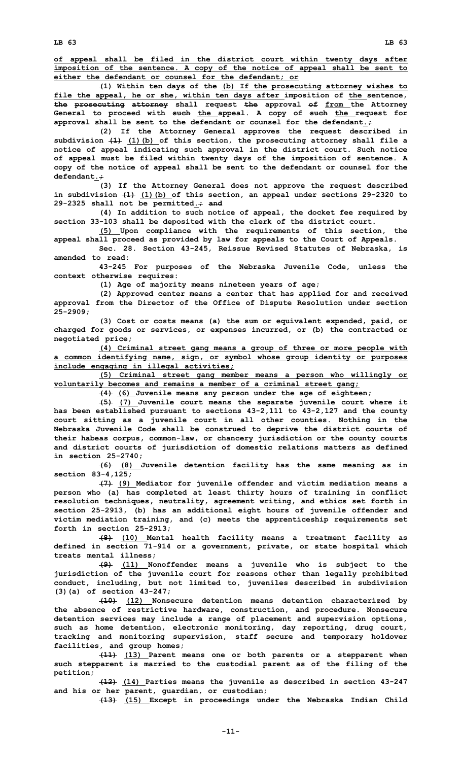**of appeal shall be filed in the district court within twenty days after imposition of the sentence. A copy of the notice of appeal shall be sent to either the defendant or counsel for the defendant; or**

**~~(1) Within ten days of the~~ (b) If the prosecuting attorney wishes to file the appeal, he or she, within ten days after imposition of the sentence, ~~the prosecuting attorney~~ shall request ~~the~~ approval ~~of~~ from the Attorney General to proceed with ~~such~~ the appeal. A copy of ~~such~~ the request for approval shall be sent to the defendant or counsel for the defendant.~~;~~**

**(2) If the Attorney General approves the request described in subdivision ~~(1)~~ (1)(b) of this section, the prosecuting attorney shall file a notice of appeal indicating such approval in the district court. Such notice of appeal must be filed within twenty days of the imposition of sentence. A copy of the notice of appeal shall be sent to the defendant or counsel for the defendant.~~;~~**

**(3) If the Attorney General does not approve the request described in subdivision ~~(1)~~ (1)(b) of this section, an appeal under sections 29-2320 to 29-2325 shall not be permitted.~~; and~~**

**(4) In addition to such notice of appeal, the docket fee required by section 33-103 shall be deposited with the clerk of the district court.**

**(5) Upon compliance with the requirements of this section, the appeal shall proceed as provided by law for appeals to the Court of Appeals.**

**Sec. 28. Section 43-245, Reissue Revised Statutes of Nebraska, is amended to read:**

**43-245 For purposes of the Nebraska Juvenile Code, unless the context otherwise requires:**

**(1) Age of majority means nineteen years of age;**

**(2) Approved center means a center that has applied for and received approval from the Director of the Office of Dispute Resolution under section 25-2909;**

**(3) Cost or costs means (a) the sum or equivalent expended, paid, or charged for goods or services, or expenses incurred, or (b) the contracted or negotiated price;**

**(4) Criminal street gang means a group of three or more people with a common identifying name, sign, or symbol whose group identity or purposes include engaging in illegal activities;**

**(5) Criminal street gang member means a person who willingly or voluntarily becomes and remains a member of a criminal street gang;**

**~~(4)~~ (6) Juvenile means any person under the age of eighteen;**

**~~(5)~~ (7) Juvenile court means the separate juvenile court where it has been established pursuant to sections 43-2,111 to 43-2,127 and the county court sitting as a juvenile court in all other counties. Nothing in the Nebraska Juvenile Code shall be construed to deprive the district courts of their habeas corpus, common-law, or chancery jurisdiction or the county courts and district courts of jurisdiction of domestic relations matters as defined in section 25-2740;**

**~~(6)~~ (8) Juvenile detention facility has the same meaning as in section 83-4,125;**

**~~(7)~~ (9) Mediator for juvenile offender and victim mediation means a person who (a) has completed at least thirty hours of training in conflict resolution techniques, neutrality, agreement writing, and ethics set forth in section 25-2913, (b) has an additional eight hours of juvenile offender and victim mediation training, and (c) meets the apprenticeship requirements set forth in section 25-2913;**

**~~(8)~~ (10) Mental health facility means a treatment facility as defined in section 71-914 or a government, private, or state hospital which treats mental illness;**

**~~(9)~~ (11) Nonoffender means a juvenile who is subject to the jurisdiction of the juvenile court for reasons other than legally prohibited conduct, including, but not limited to, juveniles described in subdivision (3)(a) of section 43-247;**

**~~(10)~~ (12) Nonsecure detention means detention characterized by the absence of restrictive hardware, construction, and procedure. Nonsecure detention services may include a range of placement and supervision options, such as home detention, electronic monitoring, day reporting, drug court, tracking and monitoring supervision, staff secure and temporary holdover facilities, and group homes;**

**~~(11)~~ (13) Parent means one or both parents or a stepparent when such stepparent is married to the custodial parent as of the filing of the petition;**

**~~(12)~~ (14) Parties means the juvenile as described in section 43-247 and his or her parent, guardian, or custodian;**

**~~(13)~~ (15) Except in proceedings under the Nebraska Indian Child**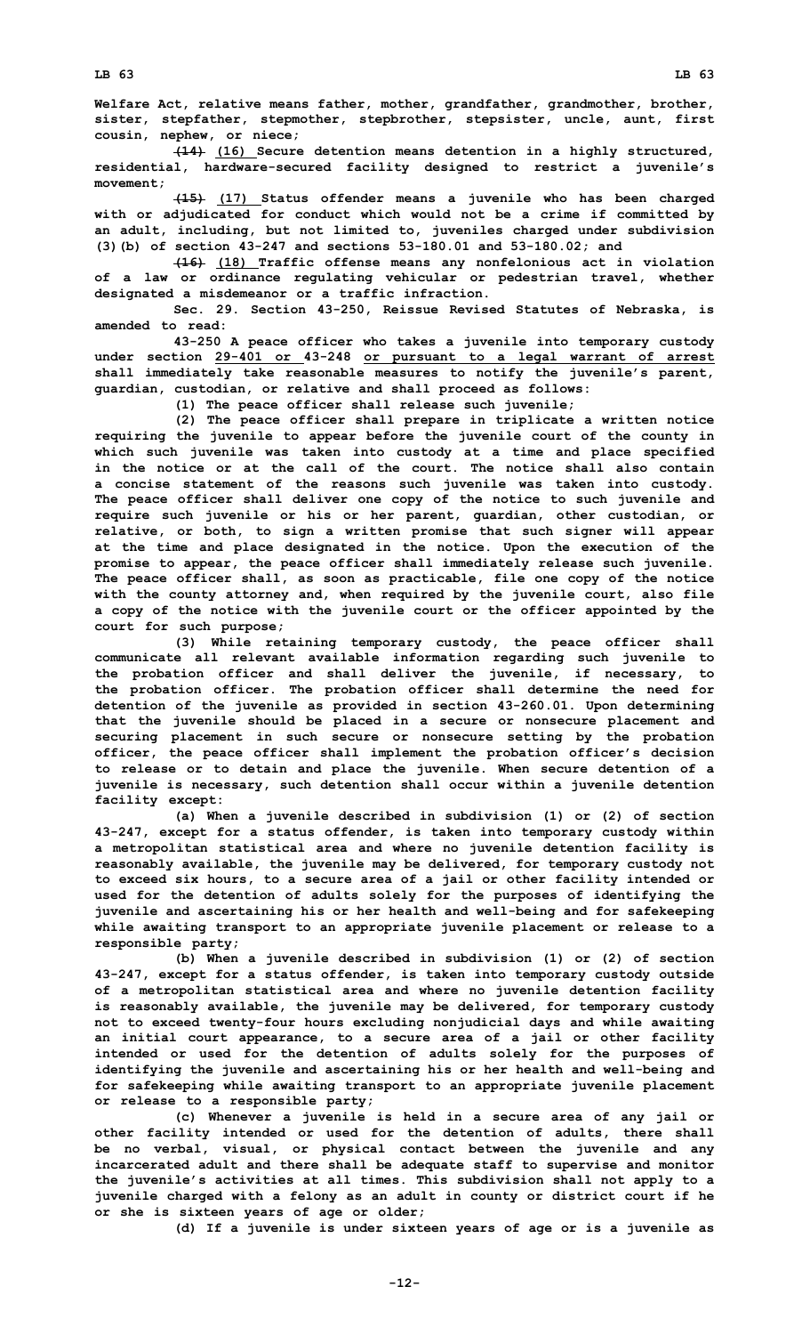**Welfare Act, relative means father, mother, grandfather, grandmother, brother, sister, stepfather, stepmother, stepbrother, stepsister, uncle, aunt, first cousin, nephew, or niece;**

~~**(14)**~~ **(16) Secure detention means detention in a highly structured, residential, hardware-secured facility designed to restrict a juvenile's movement;**

~~**(15)**~~ **(17) Status offender means a juvenile who has been charged with or adjudicated for conduct which would not be a crime if committed by an adult, including, but not limited to, juveniles charged under subdivision (3)(b) of section 43-247 and sections 53-180.01 and 53-180.02; and**

~~**(16)**~~ **(18) Traffic offense means any nonfelonious act in violation of a law or ordinance regulating vehicular or pedestrian travel, whether designated a misdemeanor or a traffic infraction.**

**Sec. 29. Section 43-250, Reissue Revised Statutes of Nebraska, is amended to read:**

**43-250 A peace officer who takes a juvenile into temporary custody under section** <u>**29-401 or**</u> **43-248** <u>**or pursuant to a legal warrant of arrest**</u> **shall immediately take reasonable measures to notify the juvenile's parent, guardian, custodian, or relative and shall proceed as follows:**

**(1) The peace officer shall release such juvenile;**

**(2) The peace officer shall prepare in triplicate a written notice requiring the juvenile to appear before the juvenile court of the county in which such juvenile was taken into custody at a time and place specified in the notice or at the call of the court. The notice shall also contain a concise statement of the reasons such juvenile was taken into custody. The peace officer shall deliver one copy of the notice to such juvenile and require such juvenile or his or her parent, guardian, other custodian, or relative, or both, to sign a written promise that such signer will appear at the time and place designated in the notice. Upon the execution of the promise to appear, the peace officer shall immediately release such juvenile. The peace officer shall, as soon as practicable, file one copy of the notice with the county attorney and, when required by the juvenile court, also file a copy of the notice with the juvenile court or the officer appointed by the court for such purpose;**

**(3) While retaining temporary custody, the peace officer shall communicate all relevant available information regarding such juvenile to the probation officer and shall deliver the juvenile, if necessary, to the probation officer. The probation officer shall determine the need for detention of the juvenile as provided in section 43-260.01. Upon determining that the juvenile should be placed in a secure or nonsecure placement and securing placement in such secure or nonsecure setting by the probation officer, the peace officer shall implement the probation officer's decision to release or to detain and place the juvenile. When secure detention of a juvenile is necessary, such detention shall occur within a juvenile detention facility except:**

**(a) When a juvenile described in subdivision (1) or (2) of section 43-247, except for a status offender, is taken into temporary custody within a metropolitan statistical area and where no juvenile detention facility is reasonably available, the juvenile may be delivered, for temporary custody not to exceed six hours, to a secure area of a jail or other facility intended or used for the detention of adults solely for the purposes of identifying the juvenile and ascertaining his or her health and well-being and for safekeeping while awaiting transport to an appropriate juvenile placement or release to a responsible party;**

**(b) When a juvenile described in subdivision (1) or (2) of section 43-247, except for a status offender, is taken into temporary custody outside of a metropolitan statistical area and where no juvenile detention facility is reasonably available, the juvenile may be delivered, for temporary custody not to exceed twenty-four hours excluding nonjudicial days and while awaiting an initial court appearance, to a secure area of a jail or other facility intended or used for the detention of adults solely for the purposes of identifying the juvenile and ascertaining his or her health and well-being and for safekeeping while awaiting transport to an appropriate juvenile placement or release to a responsible party;**

**(c) Whenever a juvenile is held in a secure area of any jail or other facility intended or used for the detention of adults, there shall be no verbal, visual, or physical contact between the juvenile and any incarcerated adult and there shall be adequate staff to supervise and monitor the juvenile's activities at all times. This subdivision shall not apply to a juvenile charged with a felony as an adult in county or district court if he or she is sixteen years of age or older;**

**(d) If a juvenile is under sixteen years of age or is a juvenile as**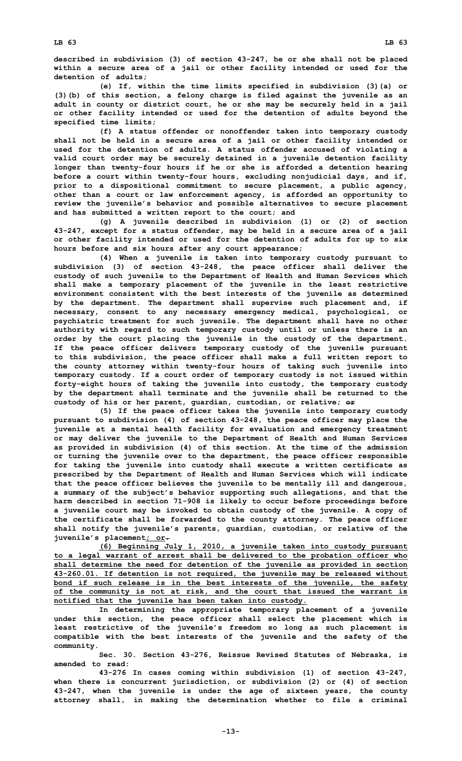described in subdivision (3) of section 43-247, he or she shall not be placed within a secure area of a jail or other facility intended or used for the detention of adults;

(e) If, within the time limits specified in subdivision (3)(a) or (3)(b) of this section, a felony charge is filed against the juvenile as an adult in county or district court, he or she may be securely held in a jail or other facility intended or used for the detention of adults beyond the specified time limits;

(f) A status offender or nonoffender taken into temporary custody shall not be held in a secure area of a jail or other facility intended or used for the detention of adults. A status offender accused of violating a valid court order may be securely detained in a juvenile detention facility longer than twenty-four hours if he or she is afforded a detention hearing before a court within twenty-four hours, excluding nonjudicial days, and if, prior to a dispositional commitment to secure placement, a public agency, other than a court or law enforcement agency, is afforded an opportunity to review the juvenile's behavior and possible alternatives to secure placement and has submitted a written report to the court; and

(g) A juvenile described in subdivision (1) or (2) of section 43-247, except for a status offender, may be held in a secure area of a jail or other facility intended or used for the detention of adults for up to six hours before and six hours after any court appearance;

(4) When a juvenile is taken into temporary custody pursuant to subdivision (3) of section 43-248, the peace officer shall deliver the custody of such juvenile to the Department of Health and Human Services which shall make a temporary placement of the juvenile in the least restrictive environment consistent with the best interests of the juvenile as determined by the department. The department shall supervise such placement and, if necessary, consent to any necessary emergency medical, psychological, or psychiatric treatment for such juvenile. The department shall have no other authority with regard to such temporary custody until or unless there is an order by the court placing the juvenile in the custody of the department. If the peace officer delivers temporary custody of the juvenile pursuant to this subdivision, the peace officer shall make a full written report to the county attorney within twenty-four hours of taking such juvenile into temporary custody. If a court order of temporary custody is not issued within forty-eight hours of taking the juvenile into custody, the temporary custody by the department shall terminate and the juvenile shall be returned to the custody of his or her parent, guardian, custodian, or relative; ~~or~~

(5) If the peace officer takes the juvenile into temporary custody pursuant to subdivision (4) of section 43-248, the peace officer may place the juvenile at a mental health facility for evaluation and emergency treatment or may deliver the juvenile to the Department of Health and Human Services as provided in subdivision (4) of this section. At the time of the admission or turning the juvenile over to the department, the peace officer responsible for taking the juvenile into custody shall execute a written certificate as prescribed by the Department of Health and Human Services which will indicate that the peace officer believes the juvenile to be mentally ill and dangerous, a summary of the subject's behavior supporting such allegations, and that the harm described in section 71-908 is likely to occur before proceedings before a juvenile court may be invoked to obtain custody of the juvenile. A copy of the certificate shall be forwarded to the county attorney. The peace officer shall notify the juvenile's parents, guardian, custodian, or relative of the juvenile's placement<u>; or</u>~~.~~

<u>(6) Beginning July 1, 2010, a juvenile taken into custody pursuant to a legal warrant of arrest shall be delivered to the probation officer who shall determine the need for detention of the juvenile as provided in section 43-260.01. If detention is not required, the juvenile may be released without bond if such release is in the best interests of the juvenile, the safety of the community is not at risk, and the court that issued the warrant is notified that the juvenile has been taken into custody.</u>

In determining the appropriate temporary placement of a juvenile under this section, the peace officer shall select the placement which is least restrictive of the juvenile's freedom so long as such placement is compatible with the best interests of the juvenile and the safety of the community.

Sec. 30. Section 43-276, Reissue Revised Statutes of Nebraska, is amended to read:

43-276 In cases coming within subdivision (1) of section 43-247, when there is concurrent jurisdiction, or subdivision (2) or (4) of section 43-247, when the juvenile is under the age of sixteen years, the county attorney shall, in making the determination whether to file a criminal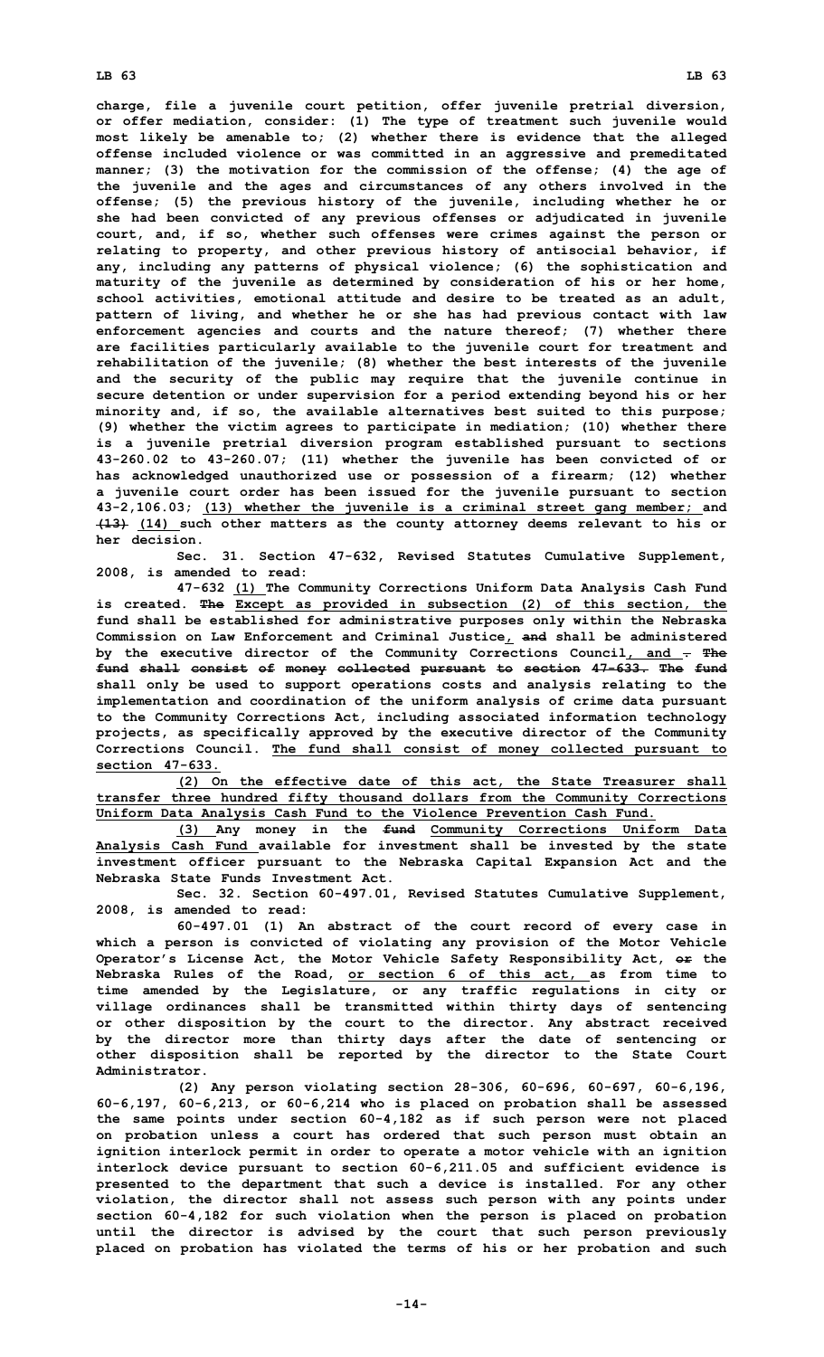**charge, file a juvenile court petition, offer juvenile pretrial diversion, or offer mediation, consider: (1) The type of treatment such juvenile would most likely be amenable to; (2) whether there is evidence that the alleged offense included violence or was committed in an aggressive and premeditated manner; (3) the motivation for the commission of the offense; (4) the age of the juvenile and the ages and circumstances of any others involved in the offense; (5) the previous history of the juvenile, including whether he or she had been convicted of any previous offenses or adjudicated in juvenile court, and, if so, whether such offenses were crimes against the person or relating to property, and other previous history of antisocial behavior, if any, including any patterns of physical violence; (6) the sophistication and maturity of the juvenile as determined by consideration of his or her home, school activities, emotional attitude and desire to be treated as an adult, pattern of living, and whether he or she has had previous contact with law enforcement agencies and courts and the nature thereof; (7) whether there are facilities particularly available to the juvenile court for treatment and rehabilitation of the juvenile; (8) whether the best interests of the juvenile and the security of the public may require that the juvenile continue in secure detention or under supervision for a period extending beyond his or her minority and, if so, the available alternatives best suited to this purpose; (9) whether the victim agrees to participate in mediation; (10) whether there is a juvenile pretrial diversion program established pursuant to sections 43-260.02 to 43-260.07; (11) whether the juvenile has been convicted of or has acknowledged unauthorized use or possession of a firearm; (12) whether a juvenile court order has been issued for the juvenile pursuant to section 43-2,106.03; (13) whether the juvenile is a criminal street gang member; and ~~(13)~~ (14) such other matters as the county attorney deems relevant to his or her decision.**

**Sec. 31. Section 47-632, Revised Statutes Cumulative Supplement, 2008, is amended to read:**

**47-632 (1) The Community Corrections Uniform Data Analysis Cash Fund is created. ~~The~~ Except as provided in subsection (2) of this section, the fund shall be established for administrative purposes only within the Nebraska Commission on Law Enforcement and Criminal Justice, ~~and~~ shall be administered by the executive director of the Community Corrections Council, and ~~. The fund shall consist of money collected pursuant to section 47-633. The fund~~ shall only be used to support operations costs and analysis relating to the implementation and coordination of the uniform analysis of crime data pursuant to the Community Corrections Act, including associated information technology projects, as specifically approved by the executive director of the Community Corrections Council. The fund shall consist of money collected pursuant to section 47-633.**

**(2) On the effective date of this act, the State Treasurer shall transfer three hundred fifty thousand dollars from the Community Corrections Uniform Data Analysis Cash Fund to the Violence Prevention Cash Fund.**

**(3) Any money in the ~~fund~~ Community Corrections Uniform Data Analysis Cash Fund available for investment shall be invested by the state investment officer pursuant to the Nebraska Capital Expansion Act and the Nebraska State Funds Investment Act.**

**Sec. 32. Section 60-497.01, Revised Statutes Cumulative Supplement, 2008, is amended to read:**

**60-497.01 (1) An abstract of the court record of every case in which a person is convicted of violating any provision of the Motor Vehicle Operator's License Act, the Motor Vehicle Safety Responsibility Act, ~~or~~ the Nebraska Rules of the Road, or section 6 of this act, as from time to time amended by the Legislature, or any traffic regulations in city or village ordinances shall be transmitted within thirty days of sentencing or other disposition by the court to the director. Any abstract received by the director more than thirty days after the date of sentencing or other disposition shall be reported by the director to the State Court Administrator.**

**(2) Any person violating section 28-306, 60-696, 60-697, 60-6,196, 60-6,197, 60-6,213, or 60-6,214 who is placed on probation shall be assessed the same points under section 60-4,182 as if such person were not placed on probation unless a court has ordered that such person must obtain an ignition interlock permit in order to operate a motor vehicle with an ignition interlock device pursuant to section 60-6,211.05 and sufficient evidence is presented to the department that such a device is installed. For any other violation, the director shall not assess such person with any points under section 60-4,182 for such violation when the person is placed on probation until the director is advised by the court that such person previously placed on probation has violated the terms of his or her probation and such**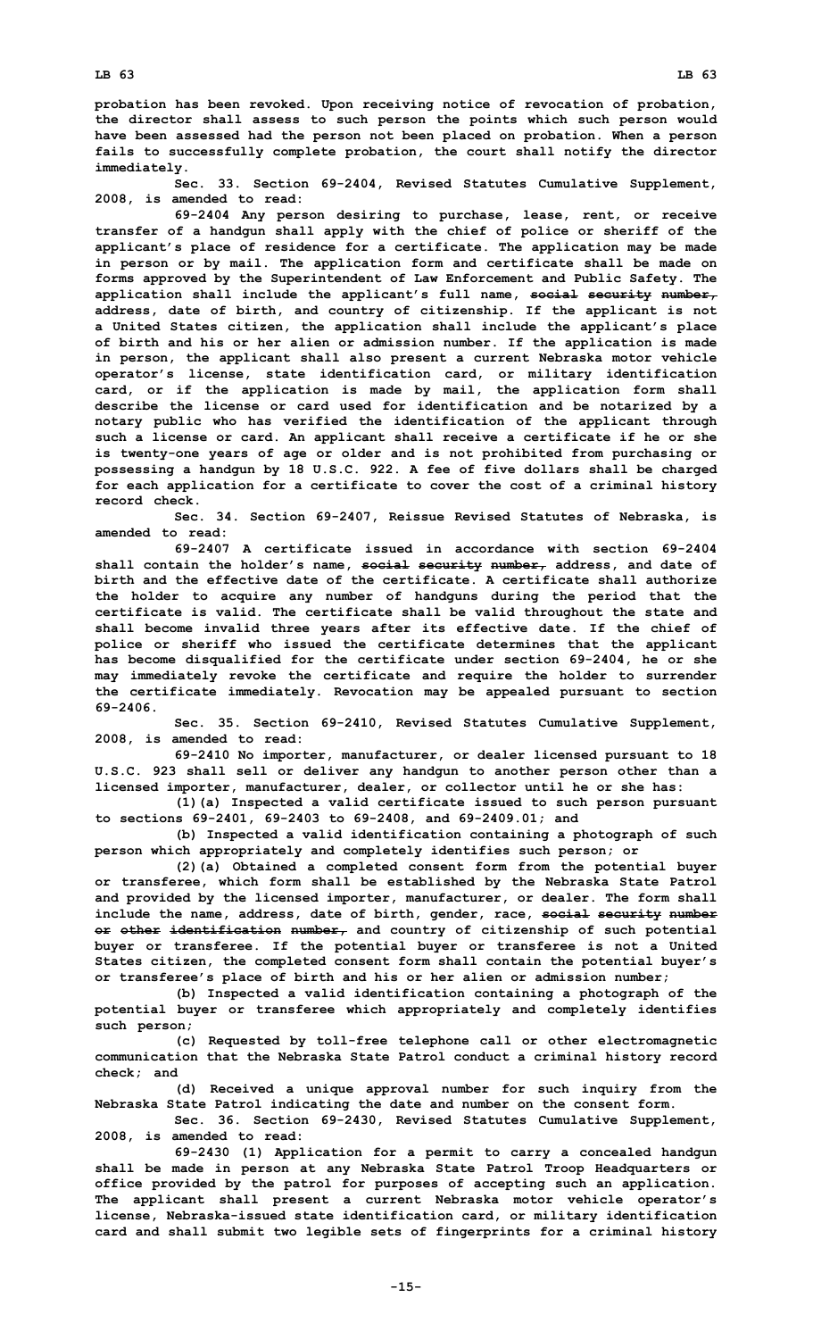probation has been revoked. Upon receiving notice of revocation of probation, the director shall assess to such person the points which such person would have been assessed had the person not been placed on probation. When a person fails to successfully complete probation, the court shall notify the director immediately.

Sec. 33. Section 69-2404, Revised Statutes Cumulative Supplement, 2008, is amended to read:

69-2404 Any person desiring to purchase, lease, rent, or receive transfer of a handgun shall apply with the chief of police or sheriff of the applicant's place of residence for a certificate. The application may be made in person or by mail. The application form and certificate shall be made on forms approved by the Superintendent of Law Enforcement and Public Safety. The application shall include the applicant's full name, ~~social security number,~~ address, date of birth, and country of citizenship. If the applicant is not a United States citizen, the application shall include the applicant's place of birth and his or her alien or admission number. If the application is made in person, the applicant shall also present a current Nebraska motor vehicle operator's license, state identification card, or military identification card, or if the application is made by mail, the application form shall describe the license or card used for identification and be notarized by a notary public who has verified the identification of the applicant through such a license or card. An applicant shall receive a certificate if he or she is twenty-one years of age or older and is not prohibited from purchasing or possessing a handgun by 18 U.S.C. 922. A fee of five dollars shall be charged for each application for a certificate to cover the cost of a criminal history record check.

Sec. 34. Section 69-2407, Reissue Revised Statutes of Nebraska, is amended to read:

69-2407 A certificate issued in accordance with section 69-2404 shall contain the holder's name, ~~social security number,~~ address, and date of birth and the effective date of the certificate. A certificate shall authorize the holder to acquire any number of handguns during the period that the certificate is valid. The certificate shall be valid throughout the state and shall become invalid three years after its effective date. If the chief of police or sheriff who issued the certificate determines that the applicant has become disqualified for the certificate under section 69-2404, he or she may immediately revoke the certificate and require the holder to surrender the certificate immediately. Revocation may be appealed pursuant to section 69-2406.

Sec. 35. Section 69-2410, Revised Statutes Cumulative Supplement, 2008, is amended to read:

69-2410 No importer, manufacturer, or dealer licensed pursuant to 18 U.S.C. 923 shall sell or deliver any handgun to another person other than a licensed importer, manufacturer, dealer, or collector until he or she has:

(1)(a) Inspected a valid certificate issued to such person pursuant to sections 69-2401, 69-2403 to 69-2408, and 69-2409.01; and

(b) Inspected a valid identification containing a photograph of such person which appropriately and completely identifies such person; or

(2)(a) Obtained a completed consent form from the potential buyer or transferee, which form shall be established by the Nebraska State Patrol and provided by the licensed importer, manufacturer, or dealer. The form shall include the name, address, date of birth, gender, race, ~~social security number or other identification number,~~ and country of citizenship of such potential buyer or transferee. If the potential buyer or transferee is not a United States citizen, the completed consent form shall contain the potential buyer's or transferee's place of birth and his or her alien or admission number;

(b) Inspected a valid identification containing a photograph of the potential buyer or transferee which appropriately and completely identifies such person;

(c) Requested by toll-free telephone call or other electromagnetic communication that the Nebraska State Patrol conduct a criminal history record check; and

(d) Received a unique approval number for such inquiry from the Nebraska State Patrol indicating the date and number on the consent form.

Sec. 36. Section 69-2430, Revised Statutes Cumulative Supplement, 2008, is amended to read:

69-2430 (1) Application for a permit to carry a concealed handgun shall be made in person at any Nebraska State Patrol Troop Headquarters or office provided by the patrol for purposes of accepting such an application. The applicant shall present a current Nebraska motor vehicle operator's license, Nebraska-issued state identification card, or military identification card and shall submit two legible sets of fingerprints for a criminal history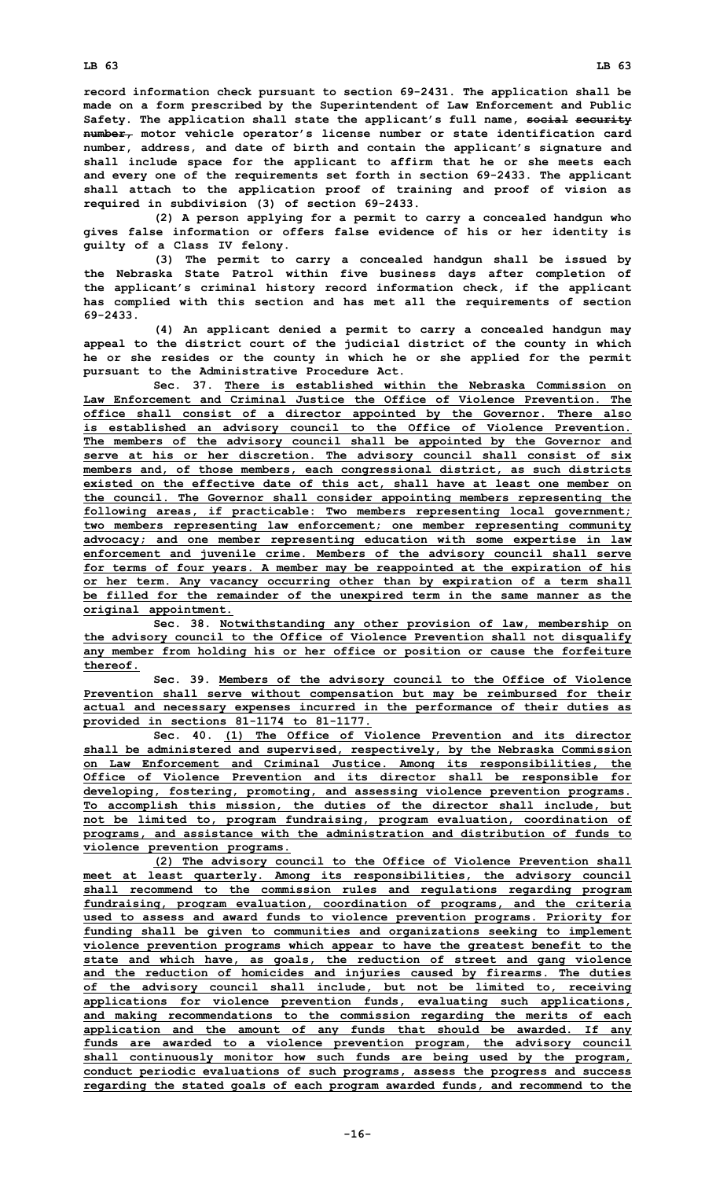**record information check pursuant to section 69-2431. The application shall be made on a form prescribed by the Superintendent of Law Enforcement and Public Safety. The application shall state the applicant's full name, ~~social security number,~~ motor vehicle operator's license number or state identification card number, address, and date of birth and contain the applicant's signature and shall include space for the applicant to affirm that he or she meets each and every one of the requirements set forth in section 69-2433. The applicant shall attach to the application proof of training and proof of vision as required in subdivision (3) of section 69-2433.**

**(2) A person applying for a permit to carry a concealed handgun who gives false information or offers false evidence of his or her identity is guilty of a Class IV felony.**

**(3) The permit to carry a concealed handgun shall be issued by the Nebraska State Patrol within five business days after completion of the applicant's criminal history record information check, if the applicant has complied with this section and has met all the requirements of section 69-2433.**

**(4) An applicant denied a permit to carry a concealed handgun may appeal to the district court of the judicial district of the county in which he or she resides or the county in which he or she applied for the permit pursuant to the Administrative Procedure Act.**

**Sec. 37. <u>There is established within the Nebraska Commission on Law Enforcement and Criminal Justice the Office of Violence Prevention. The office shall consist of a director appointed by the Governor. There also is established an advisory council to the Office of Violence Prevention. The members of the advisory council shall be appointed by the Governor and serve at his or her discretion. The advisory council shall consist of six members and, of those members, each congressional district, as such districts existed on the effective date of this act, shall have at least one member on the council. The Governor shall consider appointing members representing the following areas, if practicable: Two members representing local government; two members representing law enforcement; one member representing community advocacy; and one member representing education with some expertise in law enforcement and juvenile crime. Members of the advisory council shall serve for terms of four years. A member may be reappointed at the expiration of his or her term. Any vacancy occurring other than by expiration of a term shall be filled for the remainder of the unexpired term in the same manner as the original appointment.</u>**

**Sec. 38. <u>Notwithstanding any other provision of law, membership on the advisory council to the Office of Violence Prevention shall not disqualify any member from holding his or her office or position or cause the forfeiture thereof.</u>**

**Sec. 39. <u>Members of the advisory council to the Office of Violence Prevention shall serve without compensation but may be reimbursed for their actual and necessary expenses incurred in the performance of their duties as provided in sections 81-1174 to 81-1177.</u>**

**Sec. 40. <u>(1) The Office of Violence Prevention and its director shall be administered and supervised, respectively, by the Nebraska Commission on Law Enforcement and Criminal Justice. Among its responsibilities, the Office of Violence Prevention and its director shall be responsible for developing, fostering, promoting, and assessing violence prevention programs. To accomplish this mission, the duties of the director shall include, but not be limited to, program fundraising, program evaluation, coordination of programs, and assistance with the administration and distribution of funds to violence prevention programs.</u>**

**<u>(2) The advisory council to the Office of Violence Prevention shall meet at least quarterly. Among its responsibilities, the advisory council shall recommend to the commission rules and regulations regarding program fundraising, program evaluation, coordination of programs, and the criteria used to assess and award funds to violence prevention programs. Priority for funding shall be given to communities and organizations seeking to implement violence prevention programs which appear to have the greatest benefit to the state and which have, as goals, the reduction of street and gang violence and the reduction of homicides and injuries caused by firearms. The duties of the advisory council shall include, but not be limited to, receiving applications for violence prevention funds, evaluating such applications, and making recommendations to the commission regarding the merits of each application and the amount of any funds that should be awarded. If any funds are awarded to a violence prevention program, the advisory council shall continuously monitor how such funds are being used by the program, conduct periodic evaluations of such programs, assess the progress and success regarding the stated goals of each program awarded funds, and recommend to the</u>**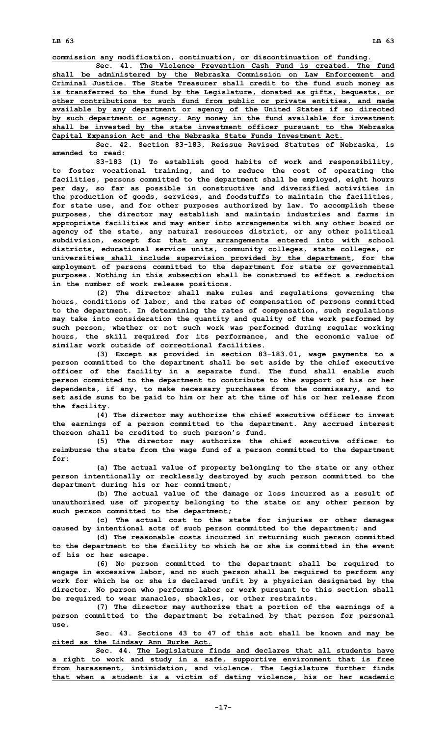commission any modification, continuation, or discontinuation of funding.

Sec. 41. The Violence Prevention Cash Fund is created. The fund shall be administered by the Nebraska Commission on Law Enforcement and Criminal Justice. The State Treasurer shall credit to the fund such money as is transferred to the fund by the Legislature, donated as gifts, bequests, or other contributions to such fund from public or private entities, and made available by any department or agency of the United States if so directed by such department or agency. Any money in the fund available for investment shall be invested by the state investment officer pursuant to the Nebraska Capital Expansion Act and the Nebraska State Funds Investment Act.

Sec. 42. Section 83-183, Reissue Revised Statutes of Nebraska, is amended to read:

83-183 (1) To establish good habits of work and responsibility, to foster vocational training, and to reduce the cost of operating the facilities, persons committed to the department shall be employed, eight hours per day, so far as possible in constructive and diversified activities in the production of goods, services, and foodstuffs to maintain the facilities, for state use, and for other purposes authorized by law. To accomplish these purposes, the director may establish and maintain industries and farms in appropriate facilities and may enter into arrangements with any other board or agency of the state, any natural resources district, or any other political subdivision, except ~~for~~ that any arrangements entered into with school districts, educational service units, community colleges, state colleges, or universities shall include supervision provided by the department, for the employment of persons committed to the department for state or governmental purposes. Nothing in this subsection shall be construed to effect a reduction in the number of work release positions.

(2) The director shall make rules and regulations governing the hours, conditions of labor, and the rates of compensation of persons committed to the department. In determining the rates of compensation, such regulations may take into consideration the quantity and quality of the work performed by such person, whether or not such work was performed during regular working hours, the skill required for its performance, and the economic value of similar work outside of correctional facilities.

(3) Except as provided in section 83-183.01, wage payments to a person committed to the department shall be set aside by the chief executive officer of the facility in a separate fund. The fund shall enable such person committed to the department to contribute to the support of his or her dependents, if any, to make necessary purchases from the commissary, and to set aside sums to be paid to him or her at the time of his or her release from the facility.

(4) The director may authorize the chief executive officer to invest the earnings of a person committed to the department. Any accrued interest thereon shall be credited to such person's fund.

(5) The director may authorize the chief executive officer to reimburse the state from the wage fund of a person committed to the department for:

(a) The actual value of property belonging to the state or any other person intentionally or recklessly destroyed by such person committed to the department during his or her commitment;

(b) The actual value of the damage or loss incurred as a result of unauthorized use of property belonging to the state or any other person by such person committed to the department;

(c) The actual cost to the state for injuries or other damages caused by intentional acts of such person committed to the department; and

(d) The reasonable costs incurred in returning such person committed to the department to the facility to which he or she is committed in the event of his or her escape.

(6) No person committed to the department shall be required to engage in excessive labor, and no such person shall be required to perform any work for which he or she is declared unfit by a physician designated by the director. No person who performs labor or work pursuant to this section shall be required to wear manacles, shackles, or other restraints.

(7) The director may authorize that a portion of the earnings of a person committed to the department be retained by that person for personal use.

Sec. 43. Sections 43 to 47 of this act shall be known and may be cited as the Lindsay Ann Burke Act.

Sec. 44. The Legislature finds and declares that all students have a right to work and study in a safe, supportive environment that is free from harassment, intimidation, and violence. The Legislature further finds that when a student is a victim of dating violence, his or her academic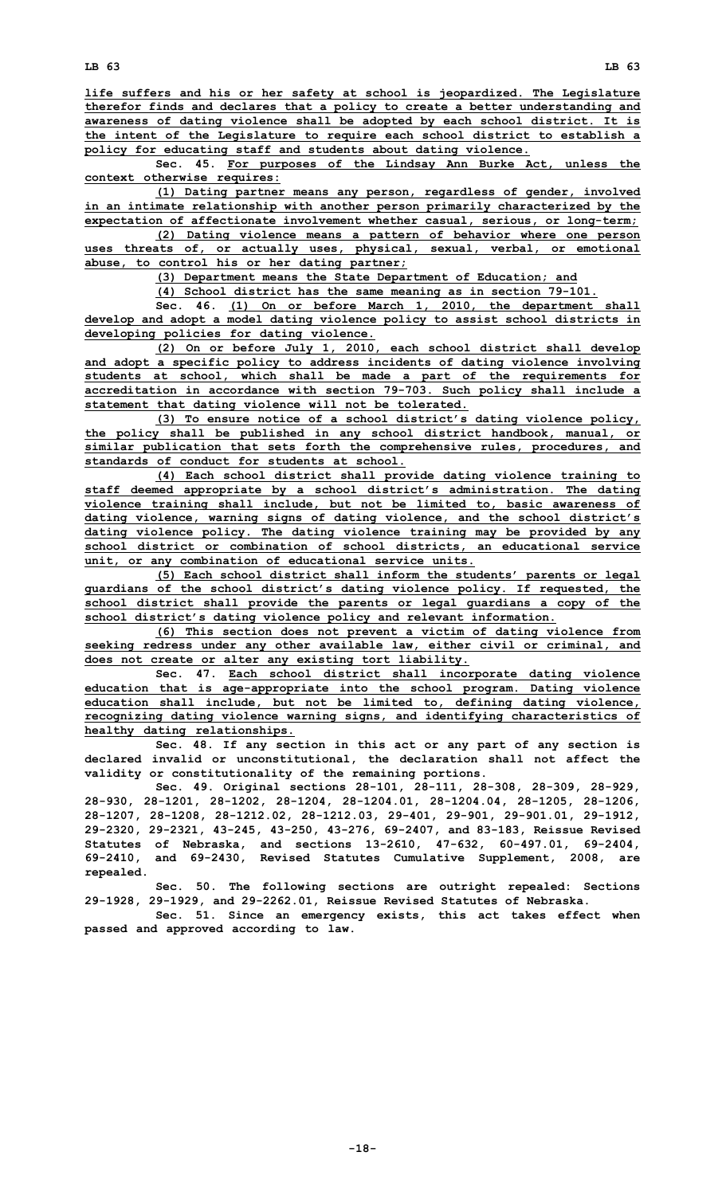life suffers and his or her safety at school is jeopardized. The Legislature therefor finds and declares that a policy to create a better understanding and awareness of dating violence shall be adopted by each school district. It is the intent of the Legislature to require each school district to establish a policy for educating staff and students about dating violence.

Sec. 45. For purposes of the Lindsay Ann Burke Act, unless the context otherwise requires:

(1) Dating partner means any person, regardless of gender, involved in an intimate relationship with another person primarily characterized by the expectation of affectionate involvement whether casual, serious, or long-term;

(2) Dating violence means a pattern of behavior where one person uses threats of, or actually uses, physical, sexual, verbal, or emotional abuse, to control his or her dating partner;

(3) Department means the State Department of Education; and

(4) School district has the same meaning as in section 79-101.

Sec. 46. (1) On or before March 1, 2010, the department shall develop and adopt a model dating violence policy to assist school districts in developing policies for dating violence.

(2) On or before July 1, 2010, each school district shall develop and adopt a specific policy to address incidents of dating violence involving students at school, which shall be made a part of the requirements for accreditation in accordance with section 79-703. Such policy shall include a statement that dating violence will not be tolerated.

(3) To ensure notice of a school district's dating violence policy, the policy shall be published in any school district handbook, manual, or similar publication that sets forth the comprehensive rules, procedures, and standards of conduct for students at school.

(4) Each school district shall provide dating violence training to staff deemed appropriate by a school district's administration. The dating violence training shall include, but not be limited to, basic awareness of dating violence, warning signs of dating violence, and the school district's dating violence policy. The dating violence training may be provided by any school district or combination of school districts, an educational service unit, or any combination of educational service units.

(5) Each school district shall inform the students' parents or legal guardians of the school district's dating violence policy. If requested, the school district shall provide the parents or legal guardians a copy of the school district's dating violence policy and relevant information.

(6) This section does not prevent a victim of dating violence from seeking redress under any other available law, either civil or criminal, and does not create or alter any existing tort liability.

Sec. 47. Each school district shall incorporate dating violence education that is age-appropriate into the school program. Dating violence education shall include, but not be limited to, defining dating violence, recognizing dating violence warning signs, and identifying characteristics of healthy dating relationships.

Sec. 48. If any section in this act or any part of any section is declared invalid or unconstitutional, the declaration shall not affect the validity or constitutionality of the remaining portions.

Sec. 49. Original sections 28-101, 28-111, 28-308, 28-309, 28-929, 28-930, 28-1201, 28-1202, 28-1204, 28-1204.01, 28-1204.04, 28-1205, 28-1206, 28-1207, 28-1208, 28-1212.02, 28-1212.03, 29-401, 29-901, 29-901.01, 29-1912, 29-2320, 29-2321, 43-245, 43-250, 43-276, 69-2407, and 83-183, Reissue Revised Statutes of Nebraska, and sections 13-2610, 47-632, 60-497.01, 69-2404, 69-2410, and 69-2430, Revised Statutes Cumulative Supplement, 2008, are repealed.

Sec. 50. The following sections are outright repealed: Sections 29-1928, 29-1929, and 29-2262.01, Reissue Revised Statutes of Nebraska.

Sec. 51. Since an emergency exists, this act takes effect when passed and approved according to law.